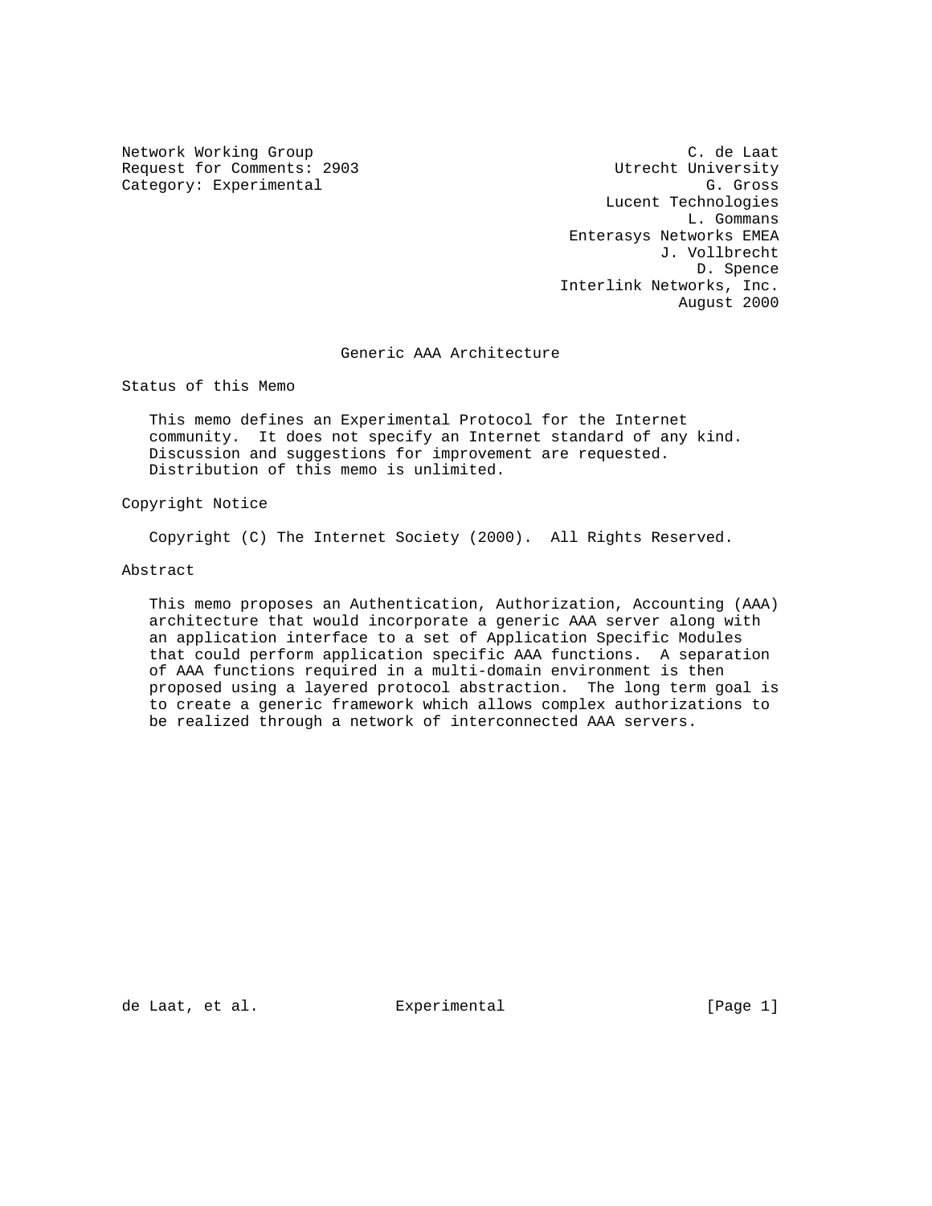Network Working Group C. de Laat
Request for Comments: 2903 Utrecht University
Category: Experimental G. Gross
Lucent Technologies
L. Gommans
Enterasys Networks EMEA
J. Vollbrecht
D. Spence
Interlink Networks, Inc.
August 2000

# Generic AAA Architecture

## Status of this Memo

This memo defines an Experimental Protocol for the Internet community. It does not specify an Internet standard of any kind. Discussion and suggestions for improvement are requested. Distribution of this memo is unlimited.

## Copyright Notice

Copyright (C) The Internet Society (2000). All Rights Reserved.

## Abstract

This memo proposes an Authentication, Authorization, Accounting (AAA) architecture that would incorporate a generic AAA server along with an application interface to a set of Application Specific Modules that could perform application specific AAA functions. A separation of AAA functions required in a multi-domain environment is then proposed using a layered protocol abstraction. The long term goal is to create a generic framework which allows complex authorizations to be realized through a network of interconnected AAA servers.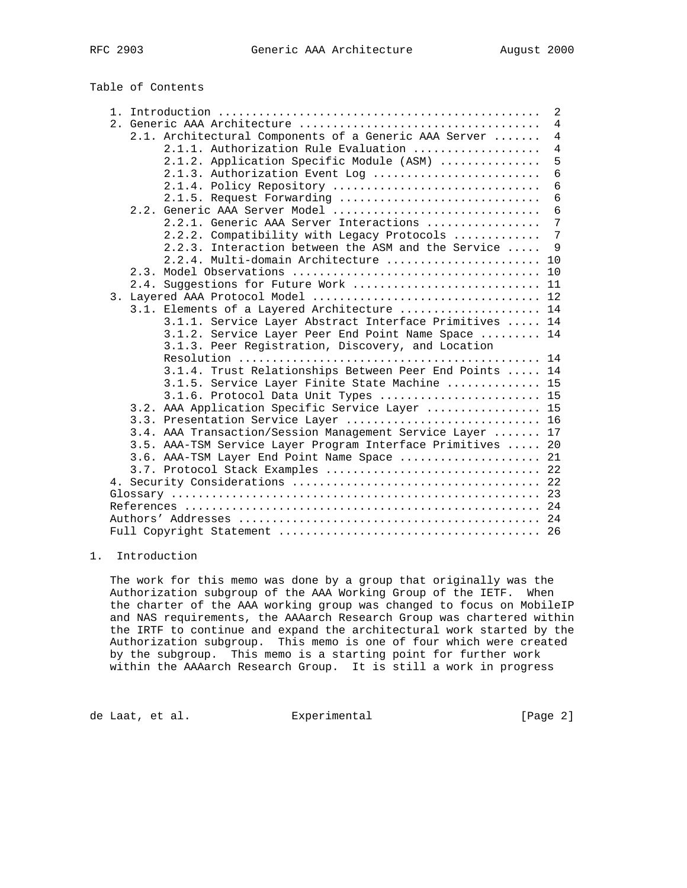Table of Contents

```
   1. Introduction ................................................  2
   2. Generic AAA Architecture ....................................  4
      2.1. Architectural Components of a Generic AAA Server .......  4
           2.1.1. Authorization Rule Evaluation ...................  4
           2.1.2. Application Specific Module (ASM) ...............  5
           2.1.3. Authorization Event Log .........................  6
           2.1.4. Policy Repository ...............................  6
           2.1.5. Request Forwarding ..............................  6
      2.2. Generic AAA Server Model ...............................  6
           2.2.1. Generic AAA Server Interactions .................  7
           2.2.2. Compatibility with Legacy Protocols .............  7
           2.2.3. Interaction between the ASM and the Service .....  9
           2.2.4. Multi-domain Architecture ....................... 10
      2.3. Model Observations ..................................... 10
      2.4. Suggestions for Future Work ............................ 11
   3. Layered AAA Protocol Model .................................. 12
      3.1. Elements of a Layered Architecture ..................... 14
           3.1.1. Service Layer Abstract Interface Primitives ..... 14
           3.1.2. Service Layer Peer End Point Name Space ......... 14
           3.1.3. Peer Registration, Discovery, and Location
                  Resolution ...................................... 14
           3.1.4. Trust Relationships Between Peer End Points ..... 14
           3.1.5. Service Layer Finite State Machine .............. 15
           3.1.6. Protocol Data Unit Types ........................ 15
      3.2. AAA Application Specific Service Layer ................. 15
      3.3. Presentation Service Layer ............................. 16
      3.4. AAA Transaction/Session Management Service Layer ....... 17
      3.5. AAA-TSM Service Layer Program Interface Primitives ..... 20
      3.6. AAA-TSM Layer End Point Name Space ..................... 21
      3.7. Protocol Stack Examples ................................ 22
   4. Security Considerations ..................................... 22
   Glossary ....................................................... 23
   References ..................................................... 24
   Authors' Addresses ............................................. 24
   Full Copyright Statement ....................................... 26
```

## 1. Introduction

The work for this memo was done by a group that originally was the Authorization subgroup of the AAA Working Group of the IETF. When the charter of the AAA working group was changed to focus on MobileIP and NAS requirements, the AAAarch Research Group was chartered within the IRTF to continue and expand the architectural work started by the Authorization subgroup. This memo is one of four which were created by the subgroup. This memo is a starting point for further work within the AAAarch Research Group. It is still a work in progress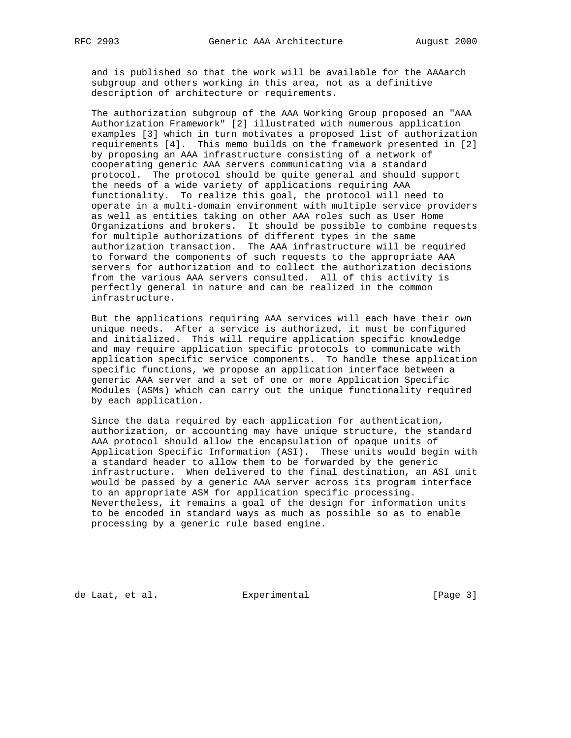and is published so that the work will be available for the AAAarch subgroup and others working in this area, not as a definitive description of architecture or requirements.

The authorization subgroup of the AAA Working Group proposed an "AAA Authorization Framework" [2] illustrated with numerous application examples [3] which in turn motivates a proposed list of authorization requirements [4]. This memo builds on the framework presented in [2] by proposing an AAA infrastructure consisting of a network of cooperating generic AAA servers communicating via a standard protocol. The protocol should be quite general and should support the needs of a wide variety of applications requiring AAA functionality. To realize this goal, the protocol will need to operate in a multi-domain environment with multiple service providers as well as entities taking on other AAA roles such as User Home Organizations and brokers. It should be possible to combine requests for multiple authorizations of different types in the same authorization transaction. The AAA infrastructure will be required to forward the components of such requests to the appropriate AAA servers for authorization and to collect the authorization decisions from the various AAA servers consulted. All of this activity is perfectly general in nature and can be realized in the common infrastructure.

But the applications requiring AAA services will each have their own unique needs. After a service is authorized, it must be configured and initialized. This will require application specific knowledge and may require application specific protocols to communicate with application specific service components. To handle these application specific functions, we propose an application interface between a generic AAA server and a set of one or more Application Specific Modules (ASMs) which can carry out the unique functionality required by each application.

Since the data required by each application for authentication, authorization, or accounting may have unique structure, the standard AAA protocol should allow the encapsulation of opaque units of Application Specific Information (ASI). These units would begin with a standard header to allow them to be forwarded by the generic infrastructure. When delivered to the final destination, an ASI unit would be passed by a generic AAA server across its program interface to an appropriate ASM for application specific processing. Nevertheless, it remains a goal of the design for information units to be encoded in standard ways as much as possible so as to enable processing by a generic rule based engine.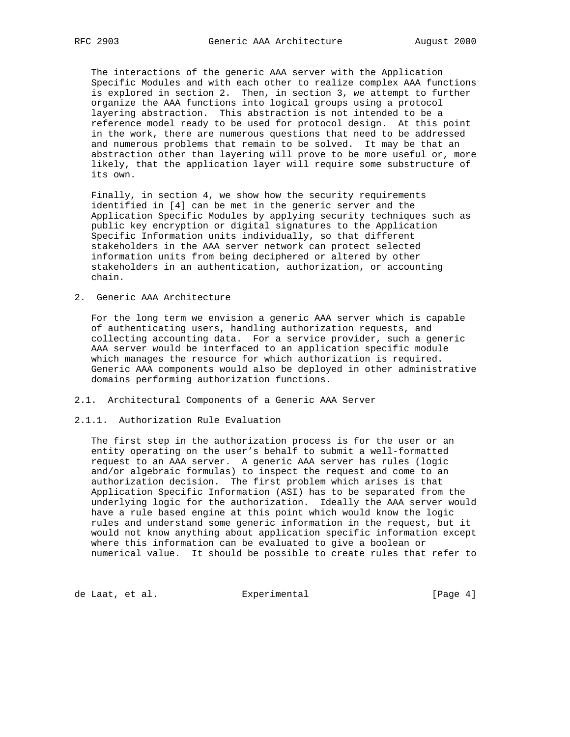The interactions of the generic AAA server with the Application Specific Modules and with each other to realize complex AAA functions is explored in section 2. Then, in section 3, we attempt to further organize the AAA functions into logical groups using a protocol layering abstraction. This abstraction is not intended to be a reference model ready to be used for protocol design. At this point in the work, there are numerous questions that need to be addressed and numerous problems that remain to be solved. It may be that an abstraction other than layering will prove to be more useful or, more likely, that the application layer will require some substructure of its own.

Finally, in section 4, we show how the security requirements identified in [4] can be met in the generic server and the Application Specific Modules by applying security techniques such as public key encryption or digital signatures to the Application Specific Information units individually, so that different stakeholders in the AAA server network can protect selected information units from being deciphered or altered by other stakeholders in an authentication, authorization, or accounting chain.

# 2. Generic AAA Architecture

For the long term we envision a generic AAA server which is capable of authenticating users, handling authorization requests, and collecting accounting data. For a service provider, such a generic AAA server would be interfaced to an application specific module which manages the resource for which authorization is required. Generic AAA components would also be deployed in other administrative domains performing authorization functions.

## 2.1. Architectural Components of a Generic AAA Server

### 2.1.1. Authorization Rule Evaluation

The first step in the authorization process is for the user or an entity operating on the user's behalf to submit a well-formatted request to an AAA server. A generic AAA server has rules (logic and/or algebraic formulas) to inspect the request and come to an authorization decision. The first problem which arises is that Application Specific Information (ASI) has to be separated from the underlying logic for the authorization. Ideally the AAA server would have a rule based engine at this point which would know the logic rules and understand some generic information in the request, but it would not know anything about application specific information except where this information can be evaluated to give a boolean or numerical value. It should be possible to create rules that refer to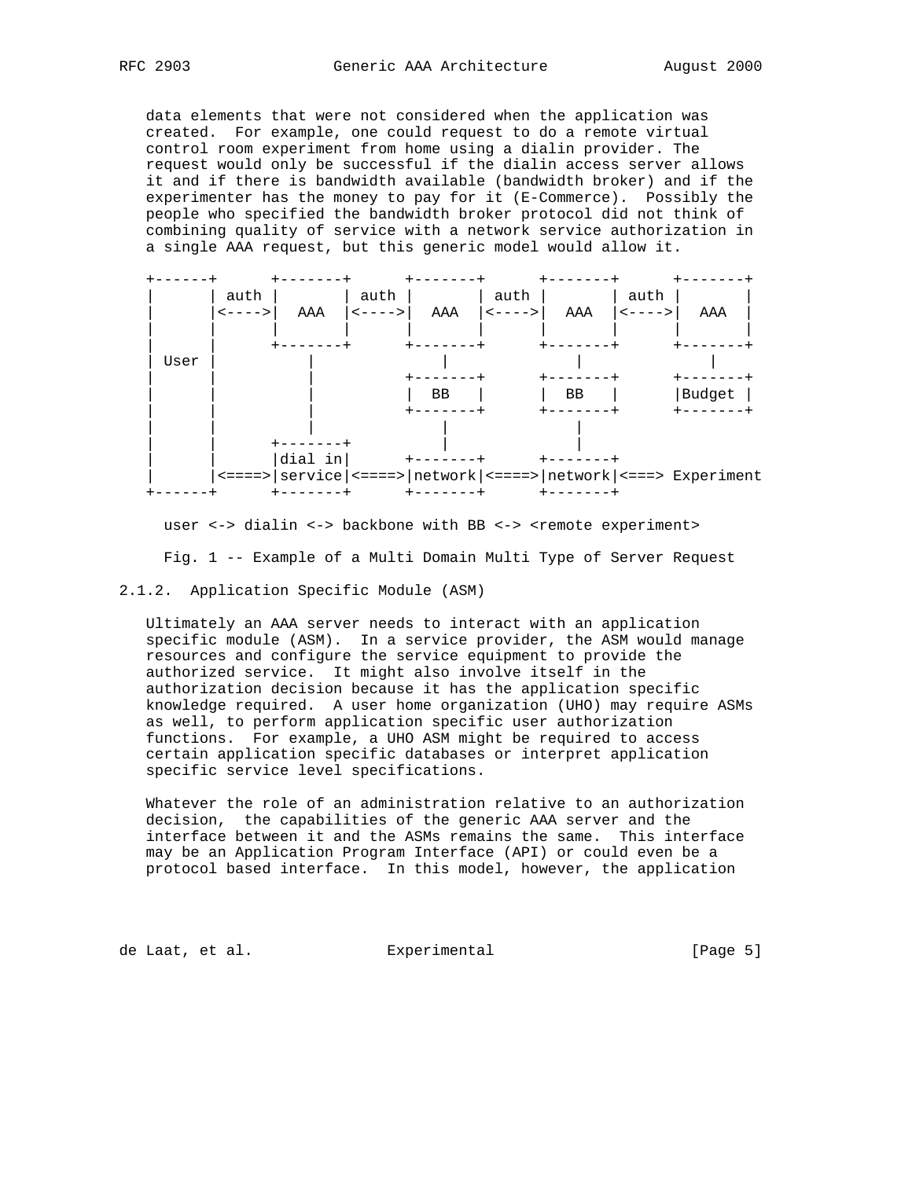data elements that were not considered when the application was created. For example, one could request to do a remote virtual control room experiment from home using a dialin provider. The request would only be successful if the dialin access server allows it and if there is bandwidth available (bandwidth broker) and if the experimenter has the money to pay for it (E-Commerce). Possibly the people who specified the bandwidth broker protocol did not think of combining quality of service with a network service authorization in a single AAA request, but this generic model would allow it.

```
+------+      +-------+      +-------+      +-------+      +-------+
|      | auth |       | auth |       | auth |       | auth |       |
|      |<---->|  AAA  |<---->|  AAA  |<---->|  AAA  |<---->|  AAA  |
|      |      |       |      |       |      |       |      |       |
|      |      +-------+      +-------+      +-------+      +-------+
| User |          |              |              |              |
|      |          |          +-------+      +-------+      +-------+
|      |          |          |  BB   |      |  BB   |      |Budget |
|      |          |          +-------+      +-------+      +-------+
|      |          |              |              |
|      |      +-------+          |              |
|      |      |dial in|      +-------+      +-------+
|      |<====>|service|<====>|network|<====>|network|<===> Experiment
+------+      +-------+      +-------+      +-------+

   user <-> dialin <-> backbone with BB <-> <remote experiment>
```

Fig. 1 -- Example of a Multi Domain Multi Type of Server Request

### 2.1.2. Application Specific Module (ASM)

Ultimately an AAA server needs to interact with an application specific module (ASM). In a service provider, the ASM would manage resources and configure the service equipment to provide the authorized service. It might also involve itself in the authorization decision because it has the application specific knowledge required. A user home organization (UHO) may require ASMs as well, to perform application specific user authorization functions. For example, a UHO ASM might be required to access certain application specific databases or interpret application specific service level specifications.

Whatever the role of an administration relative to an authorization decision, the capabilities of the generic AAA server and the interface between it and the ASMs remains the same. This interface may be an Application Program Interface (API) or could even be a protocol based interface. In this model, however, the application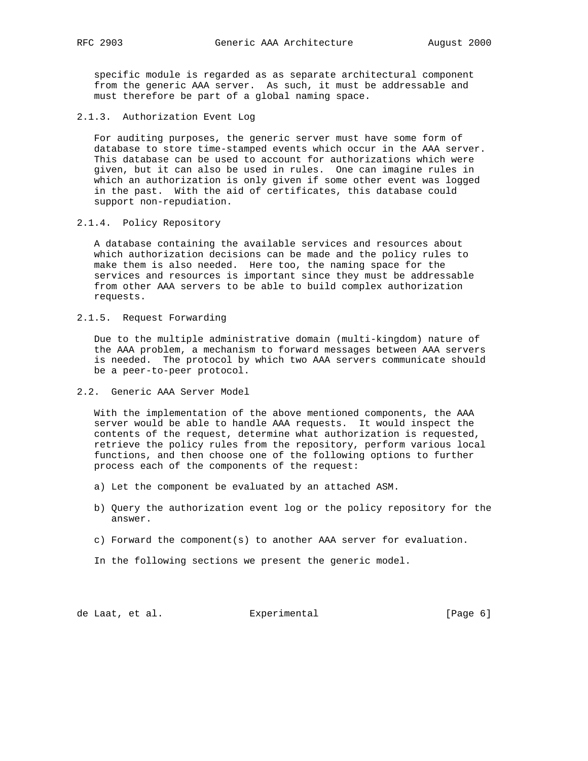specific module is regarded as as separate architectural component from the generic AAA server. As such, it must be addressable and must therefore be part of a global naming space.

### 2.1.3. Authorization Event Log

For auditing purposes, the generic server must have some form of database to store time-stamped events which occur in the AAA server. This database can be used to account for authorizations which were given, but it can also be used in rules. One can imagine rules in which an authorization is only given if some other event was logged in the past. With the aid of certificates, this database could support non-repudiation.

### 2.1.4. Policy Repository

A database containing the available services and resources about which authorization decisions can be made and the policy rules to make them is also needed. Here too, the naming space for the services and resources is important since they must be addressable from other AAA servers to be able to build complex authorization requests.

### 2.1.5. Request Forwarding

Due to the multiple administrative domain (multi-kingdom) nature of the AAA problem, a mechanism to forward messages between AAA servers is needed. The protocol by which two AAA servers communicate should be a peer-to-peer protocol.

## 2.2. Generic AAA Server Model

With the implementation of the above mentioned components, the AAA server would be able to handle AAA requests. It would inspect the contents of the request, determine what authorization is requested, retrieve the policy rules from the repository, perform various local functions, and then choose one of the following options to further process each of the components of the request:

a) Let the component be evaluated by an attached ASM.

b) Query the authorization event log or the policy repository for the answer.

c) Forward the component(s) to another AAA server for evaluation.

In the following sections we present the generic model.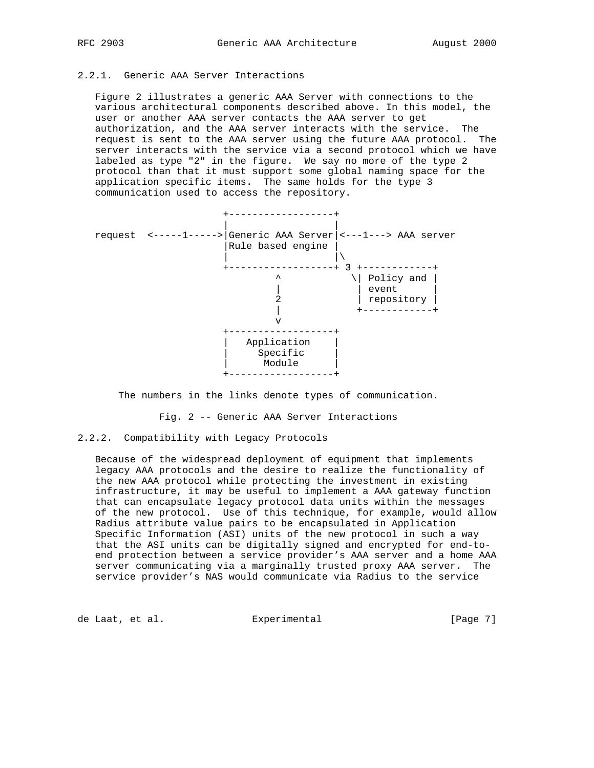### 2.2.1. Generic AAA Server Interactions

Figure 2 illustrates a generic AAA Server with connections to the various architectural components described above. In this model, the user or another AAA server contacts the AAA server to get authorization, and the AAA server interacts with the service. The request is sent to the AAA server using the future AAA protocol. The server interacts with the service via a second protocol which we have labeled as type "2" in the figure. We say no more of the type 2 protocol than that it must support some global naming space for the application specific items. The same holds for the type 3 communication used to access the repository.

```
                    +------------------+
                    |                  |
request  <-----1----->|Generic AAA Server|<---1---> AAA server
                    |Rule based engine |
                    |                  |\
                    +------------------+ 3 +------------+
                             ^            \| Policy and |
                             |             | event      |
                             2             | repository |
                             |             +------------+
                             v
                    +------------------+
                    |   Application    |
                    |     Specific     |
                    |      Module      |
                    +------------------+
```

The numbers in the links denote types of communication.

Fig. 2 -- Generic AAA Server Interactions

### 2.2.2. Compatibility with Legacy Protocols

Because of the widespread deployment of equipment that implements legacy AAA protocols and the desire to realize the functionality of the new AAA protocol while protecting the investment in existing infrastructure, it may be useful to implement a AAA gateway function that can encapsulate legacy protocol data units within the messages of the new protocol. Use of this technique, for example, would allow Radius attribute value pairs to be encapsulated in Application Specific Information (ASI) units of the new protocol in such a way that the ASI units can be digitally signed and encrypted for end-to-end protection between a service provider's AAA server and a home AAA server communicating via a marginally trusted proxy AAA server. The service provider's NAS would communicate via Radius to the service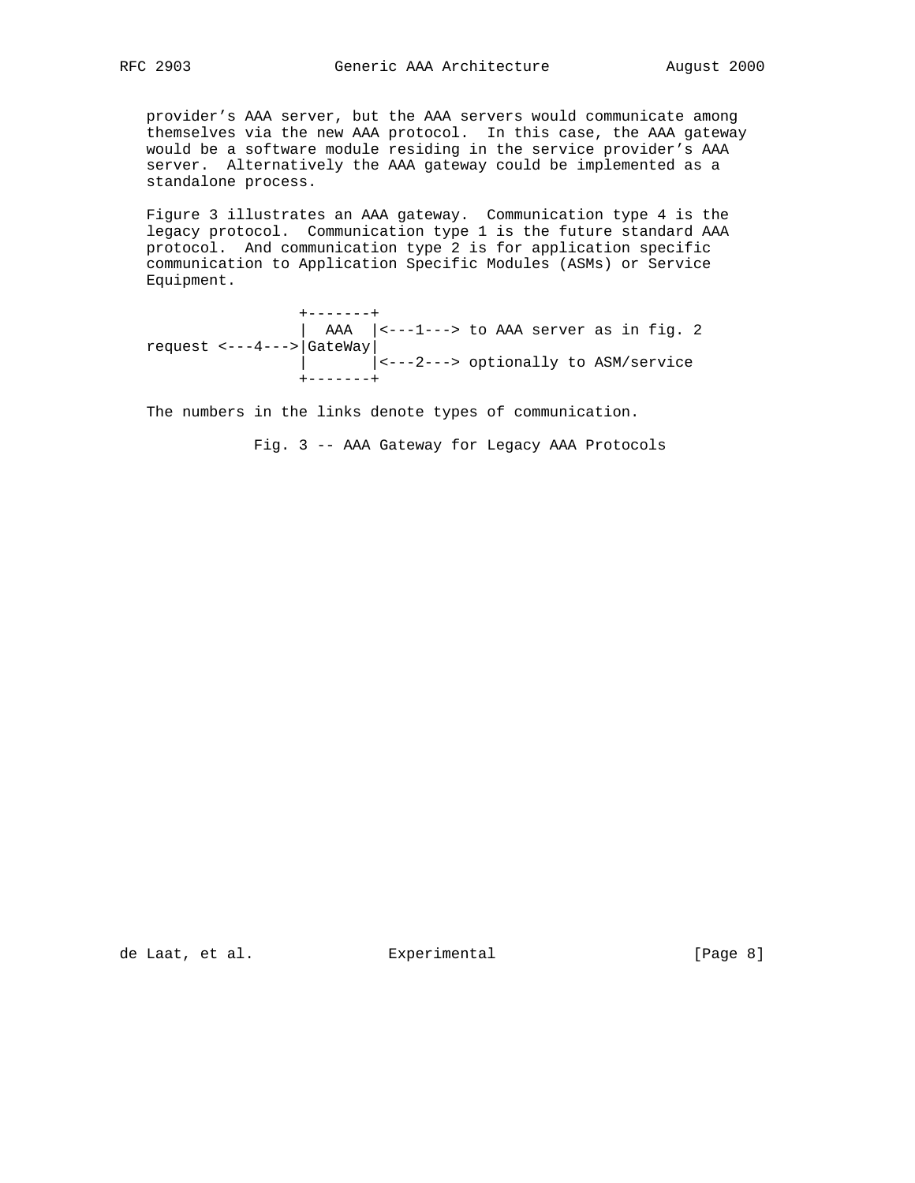provider's AAA server, but the AAA servers would communicate among themselves via the new AAA protocol. In this case, the AAA gateway would be a software module residing in the service provider's AAA server. Alternatively the AAA gateway could be implemented as a standalone process.

Figure 3 illustrates an AAA gateway. Communication type 4 is the legacy protocol. Communication type 1 is the future standard AAA protocol. And communication type 2 is for application specific communication to Application Specific Modules (ASMs) or Service Equipment.

```
                 +-------+
                 |  AAA  |<---1---> to AAA server as in fig. 2
request <---4--->|GateWay|
                 |       |<---2---> optionally to ASM/service
                 +-------+
```

The numbers in the links denote types of communication.

Fig. 3 -- AAA Gateway for Legacy AAA Protocols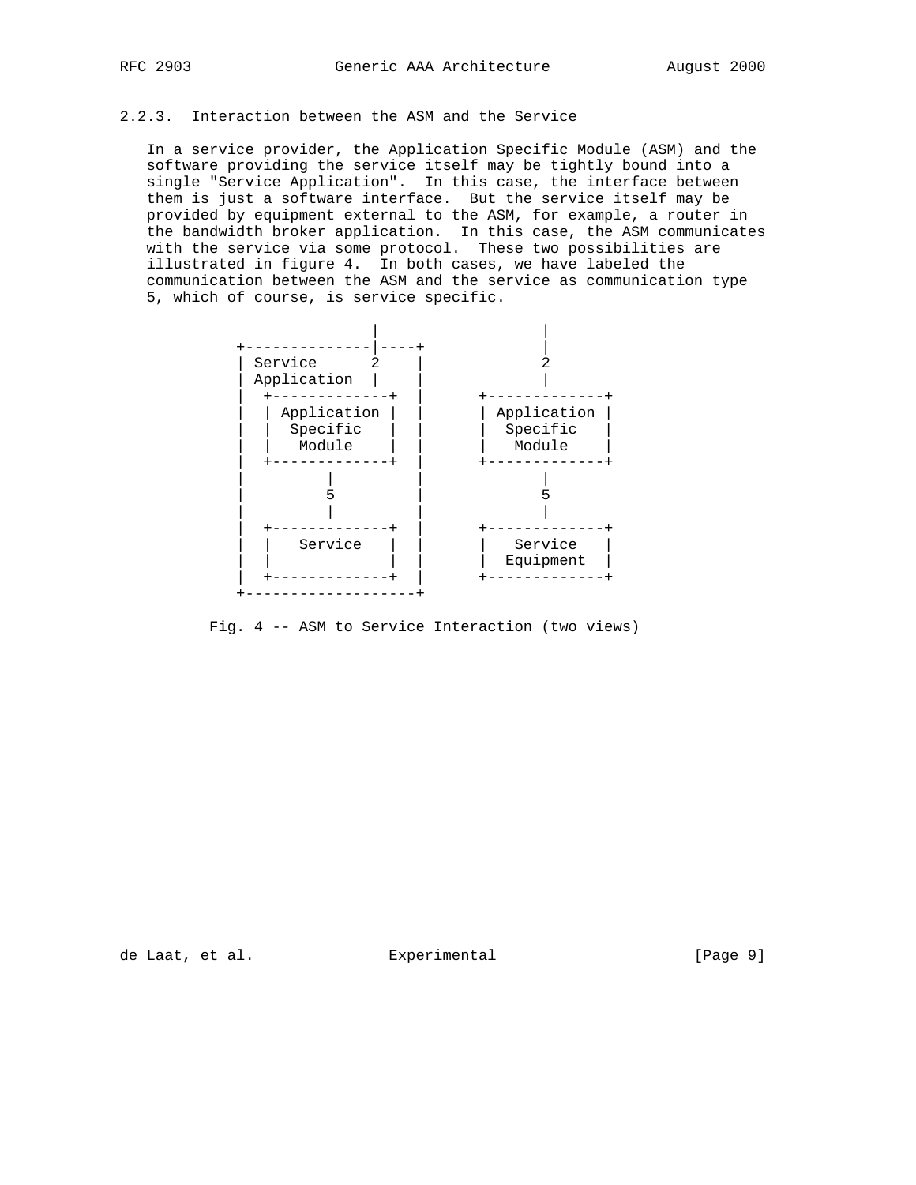### 2.2.3. Interaction between the ASM and the Service

In a service provider, the Application Specific Module (ASM) and the software providing the service itself may be tightly bound into a single "Service Application". In this case, the interface between them is just a software interface. But the service itself may be provided by equipment external to the ASM, for example, a router in the bandwidth broker application. In this case, the ASM communicates with the service via some protocol. These two possibilities are illustrated in figure 4. In both cases, we have labeled the communication between the ASM and the service as communication type 5, which of course, is service specific.

```
                  |                    |
     +--------------|----+             |
     | Service      2    |             2
     | Application  |    |             |
     |  +-------------+  |      +-------------+
     |  | Application |  |      | Application |
     |  |  Specific   |  |      |  Specific   |
     |  |   Module    |  |      |   Module    |
     |  +-------------+  |      +-------------+
     |         |         |             |
     |         5         |             5
     |         |         |             |
     |  +-------------+  |      +-------------+
     |  |   Service   |  |      |   Service   |
     |  |             |  |      |  Equipment  |
     |  +-------------+  |      +-------------+
     +-------------------+
```

Fig. 4 -- ASM to Service Interaction (two views)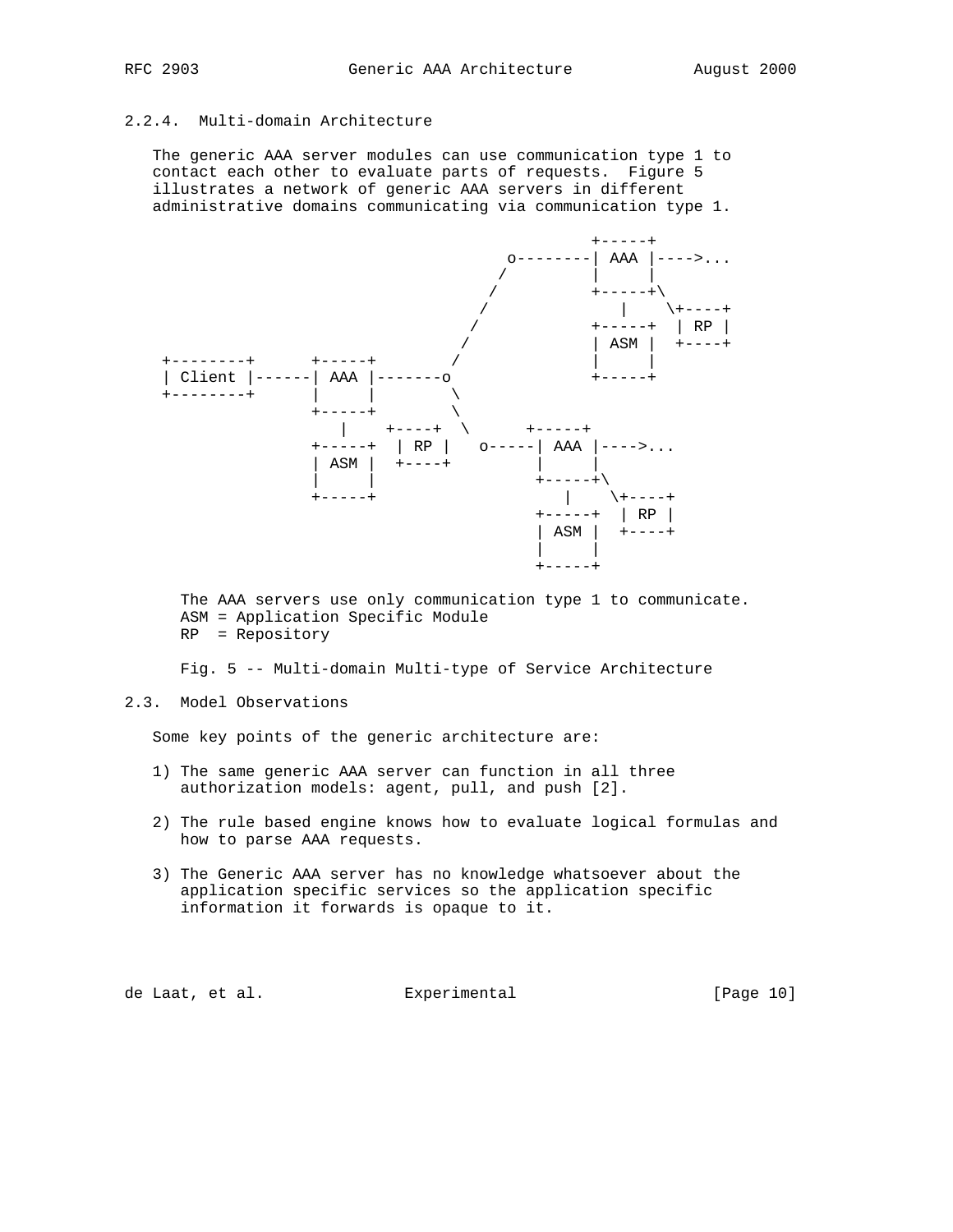### 2.2.4. Multi-domain Architecture

The generic AAA server modules can use communication type 1 to contact each other to evaluate parts of requests. Figure 5 illustrates a network of generic AAA servers in different administrative domains communicating via communication type 1.

```
                                              +-----+
                                    o--------| AAA |---->...
                                   /         |     |
                                  /          +-----+\
                                 /              |    \+----+
                                /            +-----+  | RP |
                               /             | ASM |  +----+
 +--------+      +-----+      /              |     |
 | Client |------| AAA |-------o             +-----+
 +--------+      |     |        \
                 +-----+         \
                    |    +----+  \      +-----+
                 +-----+  | RP |   o-----| AAA |---->...
                 | ASM |  +----+        |     |
                 |     |                +-----+\
                 +-----+                   |    \+----+
                                        +-----+  | RP |
                                        | ASM |  +----+
                                        |     |
                                        +-----+
```

The AAA servers use only communication type 1 to communicate.
ASM = Application Specific Module
RP  = Repository

Fig. 5 -- Multi-domain Multi-type of Service Architecture

## 2.3. Model Observations

Some key points of the generic architecture are:

1) The same generic AAA server can function in all three authorization models: agent, pull, and push [2].

2) The rule based engine knows how to evaluate logical formulas and how to parse AAA requests.

3) The Generic AAA server has no knowledge whatsoever about the application specific services so the application specific information it forwards is opaque to it.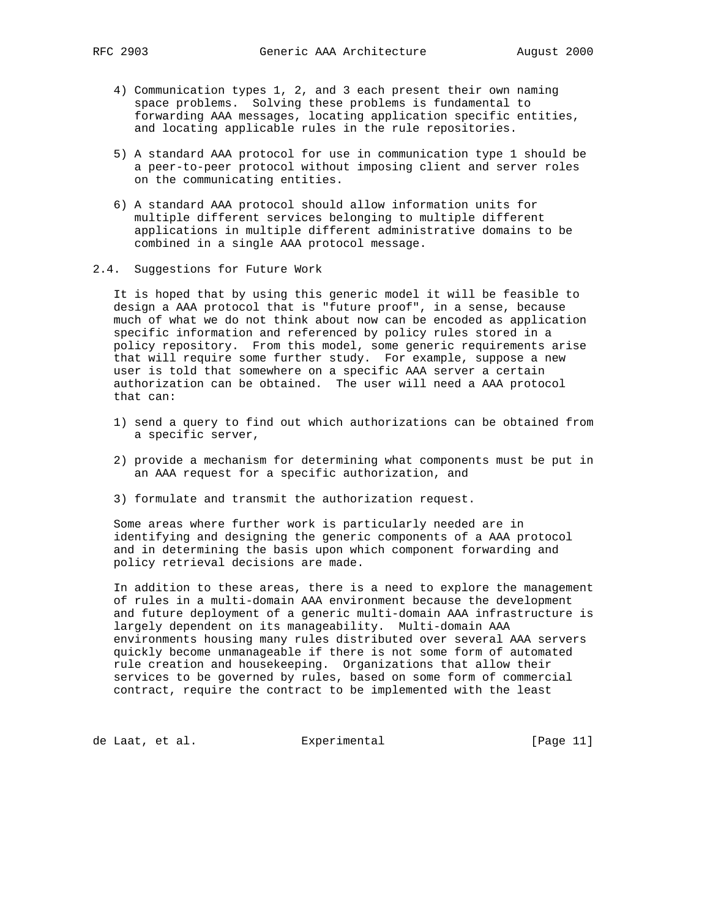4) Communication types 1, 2, and 3 each present their own naming space problems. Solving these problems is fundamental to forwarding AAA messages, locating application specific entities, and locating applicable rules in the rule repositories.

5) A standard AAA protocol for use in communication type 1 should be a peer-to-peer protocol without imposing client and server roles on the communicating entities.

6) A standard AAA protocol should allow information units for multiple different services belonging to multiple different applications in multiple different administrative domains to be combined in a single AAA protocol message.

## 2.4. Suggestions for Future Work

It is hoped that by using this generic model it will be feasible to design a AAA protocol that is "future proof", in a sense, because much of what we do not think about now can be encoded as application specific information and referenced by policy rules stored in a policy repository. From this model, some generic requirements arise that will require some further study. For example, suppose a new user is told that somewhere on a specific AAA server a certain authorization can be obtained. The user will need a AAA protocol that can:

1) send a query to find out which authorizations can be obtained from a specific server,

2) provide a mechanism for determining what components must be put in an AAA request for a specific authorization, and

3) formulate and transmit the authorization request.

Some areas where further work is particularly needed are in identifying and designing the generic components of a AAA protocol and in determining the basis upon which component forwarding and policy retrieval decisions are made.

In addition to these areas, there is a need to explore the management of rules in a multi-domain AAA environment because the development and future deployment of a generic multi-domain AAA infrastructure is largely dependent on its manageability. Multi-domain AAA environments housing many rules distributed over several AAA servers quickly become unmanageable if there is not some form of automated rule creation and housekeeping. Organizations that allow their services to be governed by rules, based on some form of commercial contract, require the contract to be implemented with the least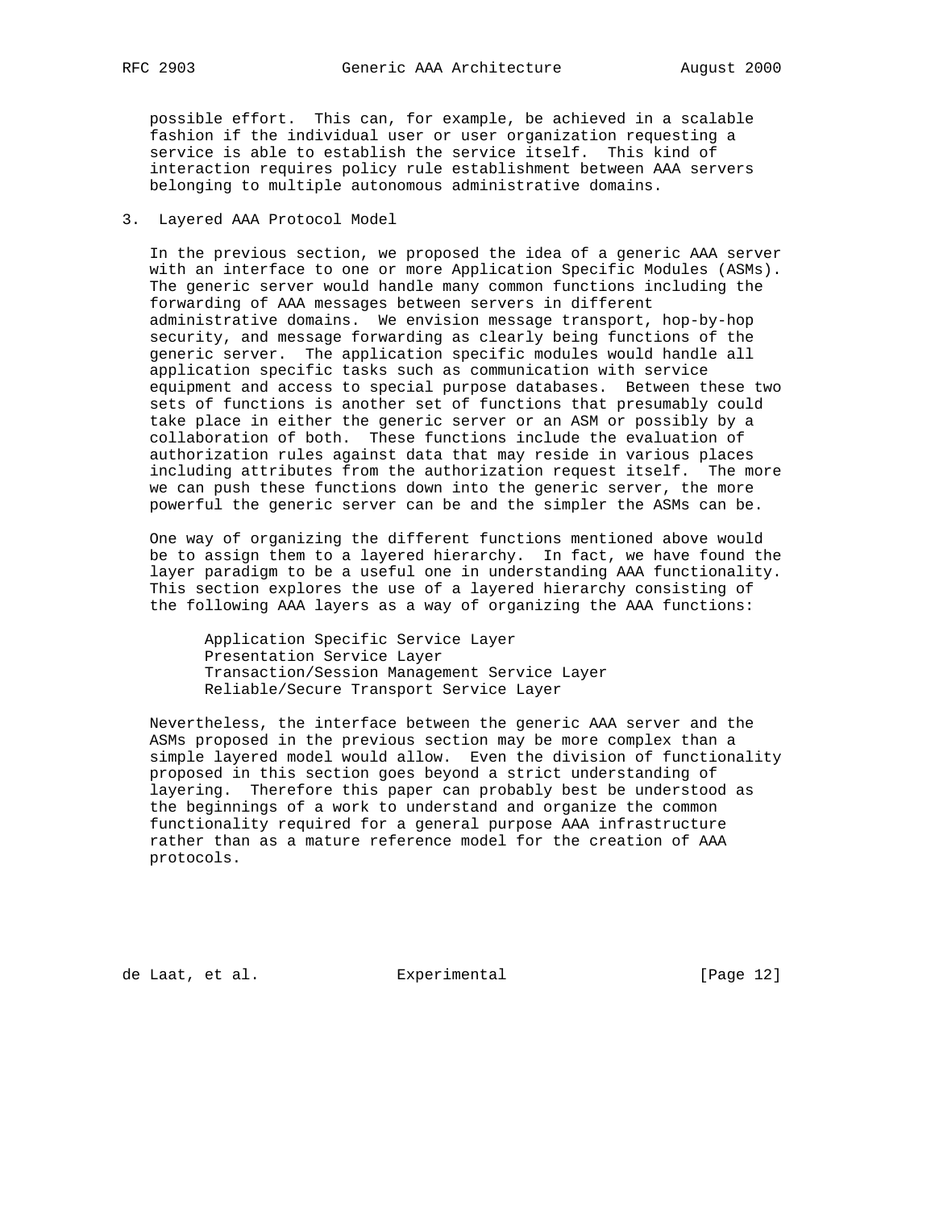possible effort. This can, for example, be achieved in a scalable fashion if the individual user or user organization requesting a service is able to establish the service itself. This kind of interaction requires policy rule establishment between AAA servers belonging to multiple autonomous administrative domains.

## 3. Layered AAA Protocol Model

In the previous section, we proposed the idea of a generic AAA server with an interface to one or more Application Specific Modules (ASMs). The generic server would handle many common functions including the forwarding of AAA messages between servers in different administrative domains. We envision message transport, hop-by-hop security, and message forwarding as clearly being functions of the generic server. The application specific modules would handle all application specific tasks such as communication with service equipment and access to special purpose databases. Between these two sets of functions is another set of functions that presumably could take place in either the generic server or an ASM or possibly by a collaboration of both. These functions include the evaluation of authorization rules against data that may reside in various places including attributes from the authorization request itself. The more we can push these functions down into the generic server, the more powerful the generic server can be and the simpler the ASMs can be.

One way of organizing the different functions mentioned above would be to assign them to a layered hierarchy. In fact, we have found the layer paradigm to be a useful one in understanding AAA functionality. This section explores the use of a layered hierarchy consisting of the following AAA layers as a way of organizing the AAA functions:

- Application Specific Service Layer
- Presentation Service Layer
- Transaction/Session Management Service Layer
- Reliable/Secure Transport Service Layer

Nevertheless, the interface between the generic AAA server and the ASMs proposed in the previous section may be more complex than a simple layered model would allow. Even the division of functionality proposed in this section goes beyond a strict understanding of layering. Therefore this paper can probably best be understood as the beginnings of a work to understand and organize the common functionality required for a general purpose AAA infrastructure rather than as a mature reference model for the creation of AAA protocols.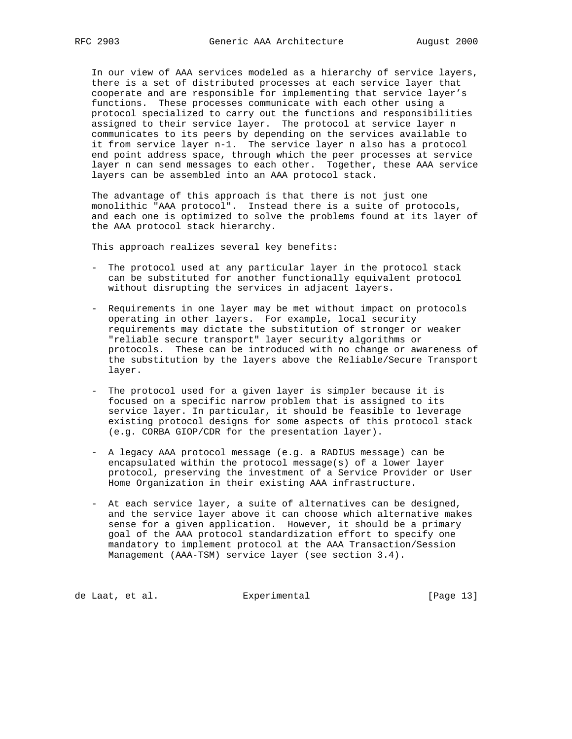In our view of AAA services modeled as a hierarchy of service layers, there is a set of distributed processes at each service layer that cooperate and are responsible for implementing that service layer's functions. These processes communicate with each other using a protocol specialized to carry out the functions and responsibilities assigned to their service layer. The protocol at service layer n communicates to its peers by depending on the services available to it from service layer n-1. The service layer n also has a protocol end point address space, through which the peer processes at service layer n can send messages to each other. Together, these AAA service layers can be assembled into an AAA protocol stack.

The advantage of this approach is that there is not just one monolithic "AAA protocol". Instead there is a suite of protocols, and each one is optimized to solve the problems found at its layer of the AAA protocol stack hierarchy.

This approach realizes several key benefits:

- The protocol used at any particular layer in the protocol stack can be substituted for another functionally equivalent protocol without disrupting the services in adjacent layers.

- Requirements in one layer may be met without impact on protocols operating in other layers. For example, local security requirements may dictate the substitution of stronger or weaker "reliable secure transport" layer security algorithms or protocols. These can be introduced with no change or awareness of the substitution by the layers above the Reliable/Secure Transport layer.

- The protocol used for a given layer is simpler because it is focused on a specific narrow problem that is assigned to its service layer. In particular, it should be feasible to leverage existing protocol designs for some aspects of this protocol stack (e.g. CORBA GIOP/CDR for the presentation layer).

- A legacy AAA protocol message (e.g. a RADIUS message) can be encapsulated within the protocol message(s) of a lower layer protocol, preserving the investment of a Service Provider or User Home Organization in their existing AAA infrastructure.

- At each service layer, a suite of alternatives can be designed, and the service layer above it can choose which alternative makes sense for a given application. However, it should be a primary goal of the AAA protocol standardization effort to specify one mandatory to implement protocol at the AAA Transaction/Session Management (AAA-TSM) service layer (see section 3.4).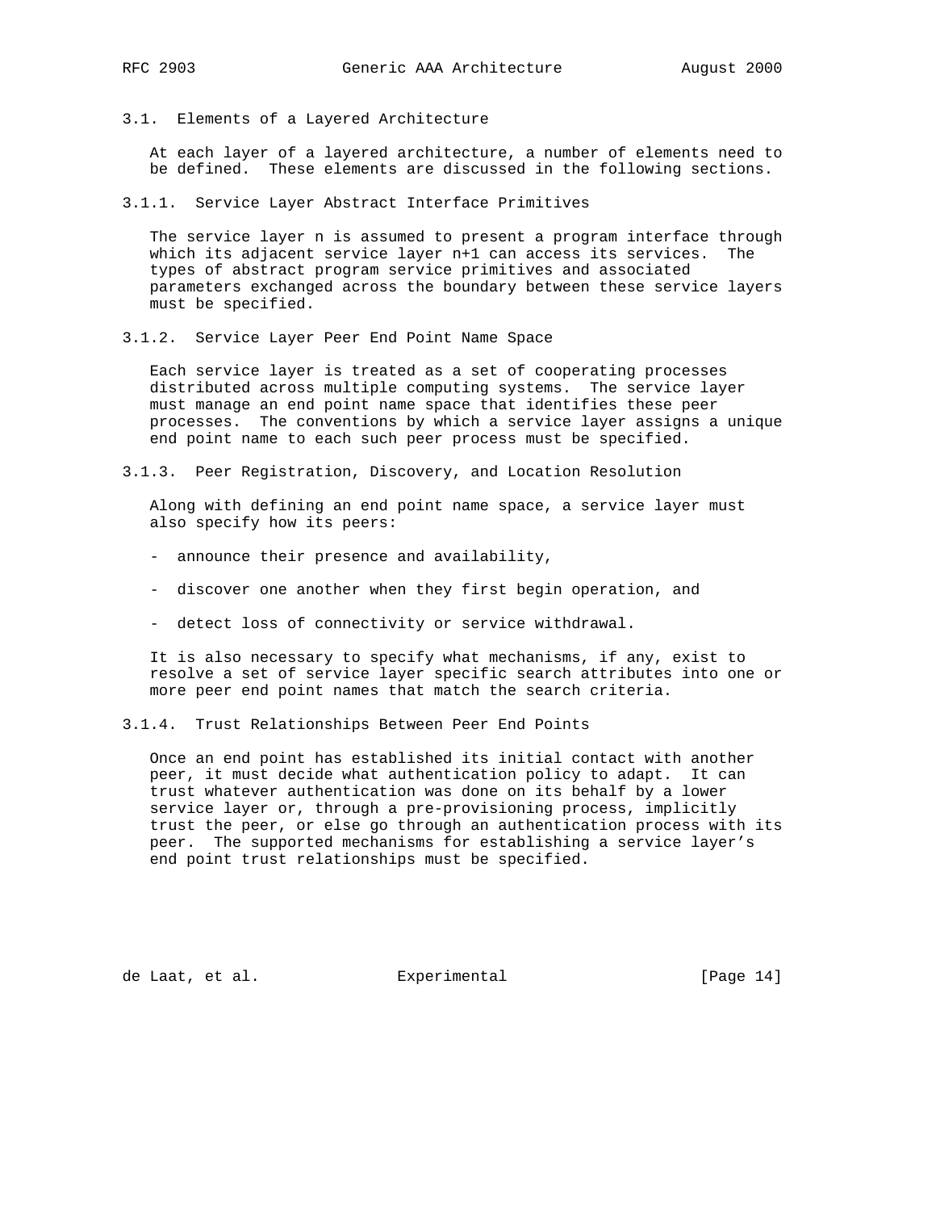## 3.1. Elements of a Layered Architecture

At each layer of a layered architecture, a number of elements need to be defined. These elements are discussed in the following sections.

### 3.1.1. Service Layer Abstract Interface Primitives

The service layer n is assumed to present a program interface through which its adjacent service layer n+1 can access its services. The types of abstract program service primitives and associated parameters exchanged across the boundary between these service layers must be specified.

### 3.1.2. Service Layer Peer End Point Name Space

Each service layer is treated as a set of cooperating processes distributed across multiple computing systems. The service layer must manage an end point name space that identifies these peer processes. The conventions by which a service layer assigns a unique end point name to each such peer process must be specified.

### 3.1.3. Peer Registration, Discovery, and Location Resolution

Along with defining an end point name space, a service layer must also specify how its peers:

- announce their presence and availability,
- discover one another when they first begin operation, and
- detect loss of connectivity or service withdrawal.

It is also necessary to specify what mechanisms, if any, exist to resolve a set of service layer specific search attributes into one or more peer end point names that match the search criteria.

### 3.1.4. Trust Relationships Between Peer End Points

Once an end point has established its initial contact with another peer, it must decide what authentication policy to adapt. It can trust whatever authentication was done on its behalf by a lower service layer or, through a pre-provisioning process, implicitly trust the peer, or else go through an authentication process with its peer. The supported mechanisms for establishing a service layer's end point trust relationships must be specified.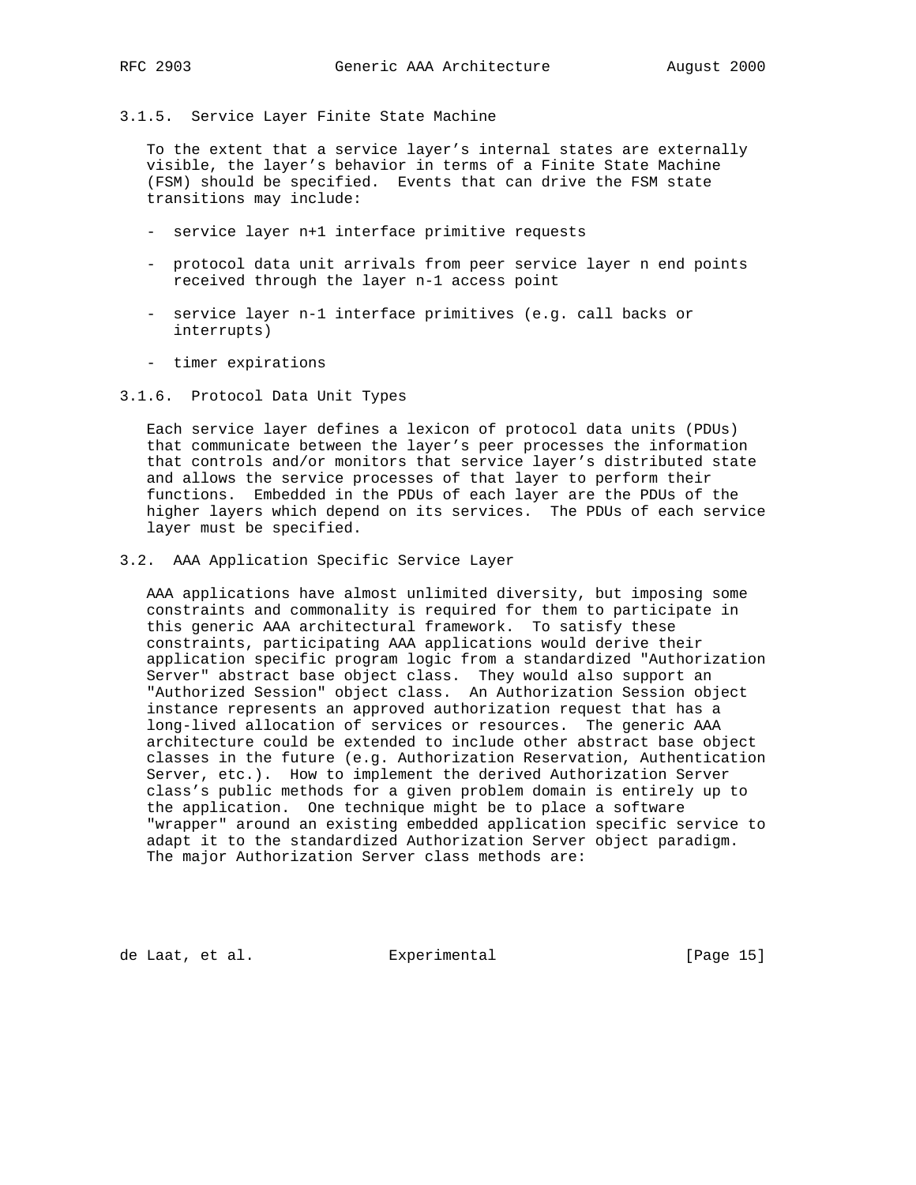### 3.1.5. Service Layer Finite State Machine

To the extent that a service layer's internal states are externally visible, the layer's behavior in terms of a Finite State Machine (FSM) should be specified. Events that can drive the FSM state transitions may include:

- service layer n+1 interface primitive requests
- protocol data unit arrivals from peer service layer n end points received through the layer n-1 access point
- service layer n-1 interface primitives (e.g. call backs or interrupts)
- timer expirations

### 3.1.6. Protocol Data Unit Types

Each service layer defines a lexicon of protocol data units (PDUs) that communicate between the layer's peer processes the information that controls and/or monitors that service layer's distributed state and allows the service processes of that layer to perform their functions. Embedded in the PDUs of each layer are the PDUs of the higher layers which depend on its services. The PDUs of each service layer must be specified.

## 3.2. AAA Application Specific Service Layer

AAA applications have almost unlimited diversity, but imposing some constraints and commonality is required for them to participate in this generic AAA architectural framework. To satisfy these constraints, participating AAA applications would derive their application specific program logic from a standardized "Authorization Server" abstract base object class. They would also support an "Authorized Session" object class. An Authorization Session object instance represents an approved authorization request that has a long-lived allocation of services or resources. The generic AAA architecture could be extended to include other abstract base object classes in the future (e.g. Authorization Reservation, Authentication Server, etc.). How to implement the derived Authorization Server class's public methods for a given problem domain is entirely up to the application. One technique might be to place a software "wrapper" around an existing embedded application specific service to adapt it to the standardized Authorization Server object paradigm. The major Authorization Server class methods are: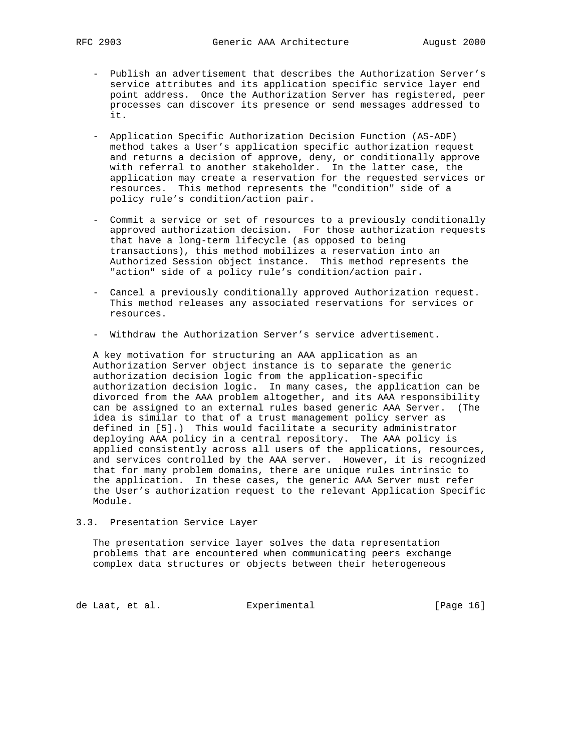- Publish an advertisement that describes the Authorization Server's service attributes and its application specific service layer end point address. Once the Authorization Server has registered, peer processes can discover its presence or send messages addressed to it.

- Application Specific Authorization Decision Function (AS-ADF) method takes a User's application specific authorization request and returns a decision of approve, deny, or conditionally approve with referral to another stakeholder. In the latter case, the application may create a reservation for the requested services or resources. This method represents the "condition" side of a policy rule's condition/action pair.

- Commit a service or set of resources to a previously conditionally approved authorization decision. For those authorization requests that have a long-term lifecycle (as opposed to being transactions), this method mobilizes a reservation into an Authorized Session object instance. This method represents the "action" side of a policy rule's condition/action pair.

- Cancel a previously conditionally approved Authorization request. This method releases any associated reservations for services or resources.

- Withdraw the Authorization Server's service advertisement.

A key motivation for structuring an AAA application as an Authorization Server object instance is to separate the generic authorization decision logic from the application-specific authorization decision logic. In many cases, the application can be divorced from the AAA problem altogether, and its AAA responsibility can be assigned to an external rules based generic AAA Server. (The idea is similar to that of a trust management policy server as defined in [5].) This would facilitate a security administrator deploying AAA policy in a central repository. The AAA policy is applied consistently across all users of the applications, resources, and services controlled by the AAA server. However, it is recognized that for many problem domains, there are unique rules intrinsic to the application. In these cases, the generic AAA Server must refer the User's authorization request to the relevant Application Specific Module.

### 3.3. Presentation Service Layer

The presentation service layer solves the data representation problems that are encountered when communicating peers exchange complex data structures or objects between their heterogeneous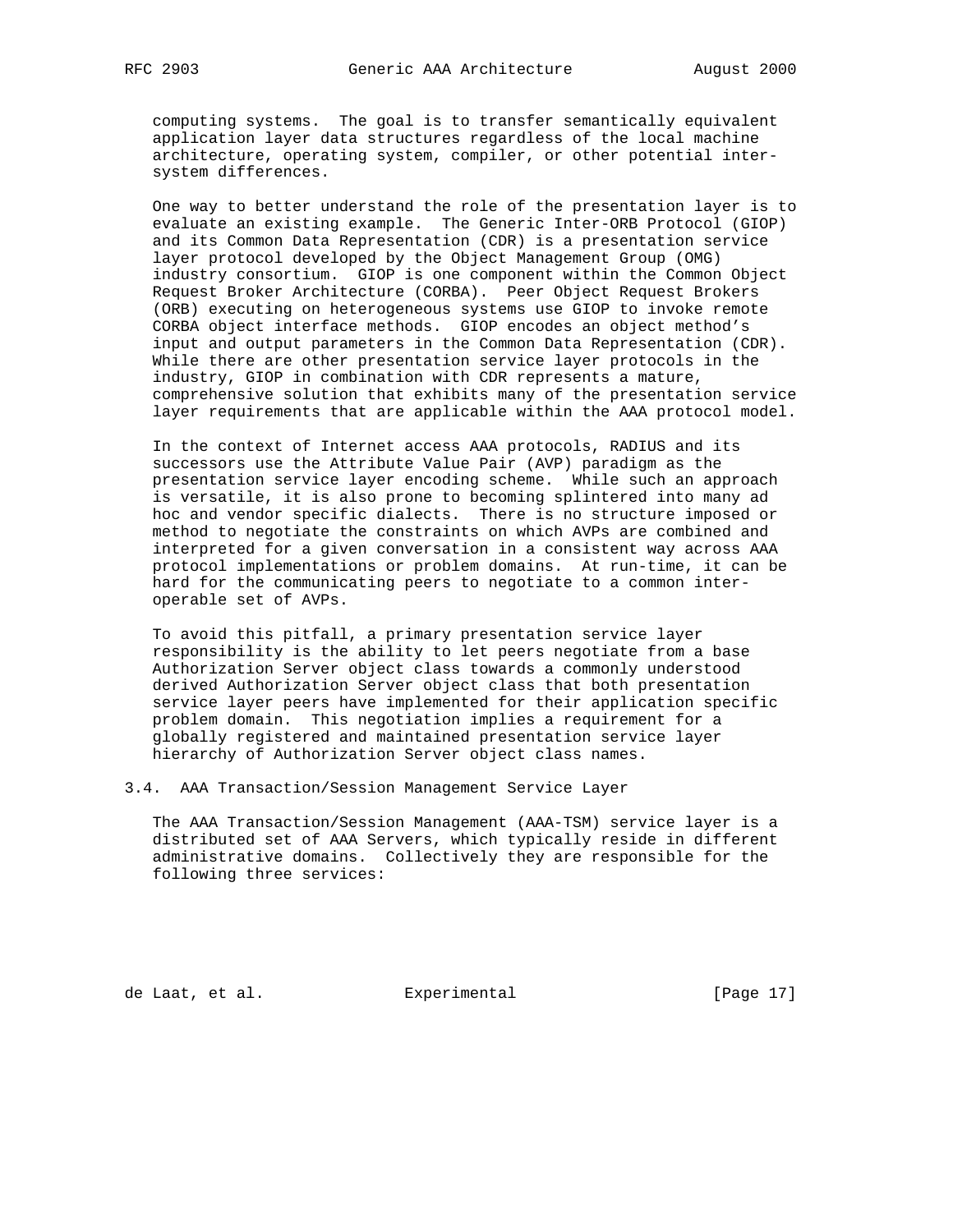computing systems. The goal is to transfer semantically equivalent application layer data structures regardless of the local machine architecture, operating system, compiler, or other potential inter-system differences.

One way to better understand the role of the presentation layer is to evaluate an existing example. The Generic Inter-ORB Protocol (GIOP) and its Common Data Representation (CDR) is a presentation service layer protocol developed by the Object Management Group (OMG) industry consortium. GIOP is one component within the Common Object Request Broker Architecture (CORBA). Peer Object Request Brokers (ORB) executing on heterogeneous systems use GIOP to invoke remote CORBA object interface methods. GIOP encodes an object method's input and output parameters in the Common Data Representation (CDR). While there are other presentation service layer protocols in the industry, GIOP in combination with CDR represents a mature, comprehensive solution that exhibits many of the presentation service layer requirements that are applicable within the AAA protocol model.

In the context of Internet access AAA protocols, RADIUS and its successors use the Attribute Value Pair (AVP) paradigm as the presentation service layer encoding scheme. While such an approach is versatile, it is also prone to becoming splintered into many ad hoc and vendor specific dialects. There is no structure imposed or method to negotiate the constraints on which AVPs are combined and interpreted for a given conversation in a consistent way across AAA protocol implementations or problem domains. At run-time, it can be hard for the communicating peers to negotiate to a common inter-operable set of AVPs.

To avoid this pitfall, a primary presentation service layer responsibility is the ability to let peers negotiate from a base Authorization Server object class towards a commonly understood derived Authorization Server object class that both presentation service layer peers have implemented for their application specific problem domain. This negotiation implies a requirement for a globally registered and maintained presentation service layer hierarchy of Authorization Server object class names.

## 3.4. AAA Transaction/Session Management Service Layer

The AAA Transaction/Session Management (AAA-TSM) service layer is a distributed set of AAA Servers, which typically reside in different administrative domains. Collectively they are responsible for the following three services: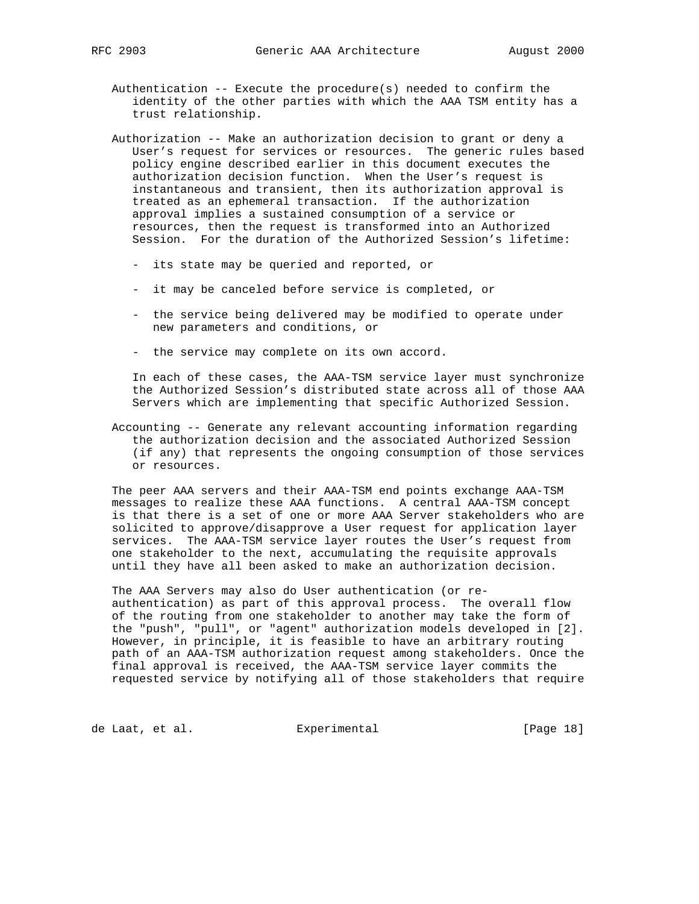Authentication -- Execute the procedure(s) needed to confirm the identity of the other parties with which the AAA TSM entity has a trust relationship.

Authorization -- Make an authorization decision to grant or deny a User's request for services or resources. The generic rules based policy engine described earlier in this document executes the authorization decision function. When the User's request is instantaneous and transient, then its authorization approval is treated as an ephemeral transaction. If the authorization approval implies a sustained consumption of a service or resources, then the request is transformed into an Authorized Session. For the duration of the Authorized Session's lifetime:

- its state may be queried and reported, or
- it may be canceled before service is completed, or
- the service being delivered may be modified to operate under new parameters and conditions, or
- the service may complete on its own accord.

In each of these cases, the AAA-TSM service layer must synchronize the Authorized Session's distributed state across all of those AAA Servers which are implementing that specific Authorized Session.

Accounting -- Generate any relevant accounting information regarding the authorization decision and the associated Authorized Session (if any) that represents the ongoing consumption of those services or resources.

The peer AAA servers and their AAA-TSM end points exchange AAA-TSM messages to realize these AAA functions. A central AAA-TSM concept is that there is a set of one or more AAA Server stakeholders who are solicited to approve/disapprove a User request for application layer services. The AAA-TSM service layer routes the User's request from one stakeholder to the next, accumulating the requisite approvals until they have all been asked to make an authorization decision.

The AAA Servers may also do User authentication (or re-authentication) as part of this approval process. The overall flow of the routing from one stakeholder to another may take the form of the "push", "pull", or "agent" authorization models developed in [2]. However, in principle, it is feasible to have an arbitrary routing path of an AAA-TSM authorization request among stakeholders. Once the final approval is received, the AAA-TSM service layer commits the requested service by notifying all of those stakeholders that require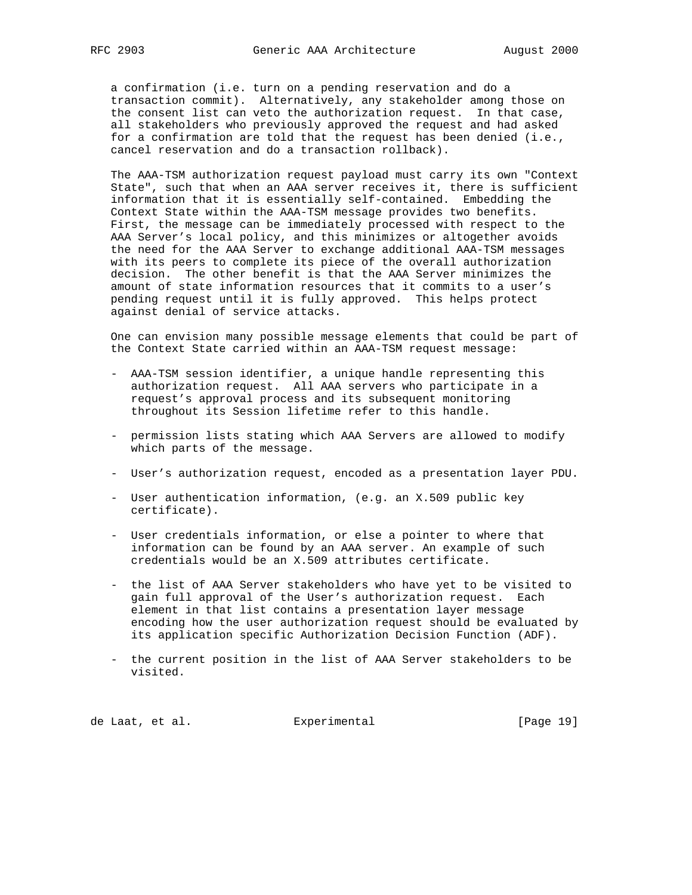a confirmation (i.e. turn on a pending reservation and do a transaction commit). Alternatively, any stakeholder among those on the consent list can veto the authorization request. In that case, all stakeholders who previously approved the request and had asked for a confirmation are told that the request has been denied (i.e., cancel reservation and do a transaction rollback).

The AAA-TSM authorization request payload must carry its own "Context State", such that when an AAA server receives it, there is sufficient information that it is essentially self-contained. Embedding the Context State within the AAA-TSM message provides two benefits. First, the message can be immediately processed with respect to the AAA Server's local policy, and this minimizes or altogether avoids the need for the AAA Server to exchange additional AAA-TSM messages with its peers to complete its piece of the overall authorization decision. The other benefit is that the AAA Server minimizes the amount of state information resources that it commits to a user's pending request until it is fully approved. This helps protect against denial of service attacks.

One can envision many possible message elements that could be part of the Context State carried within an AAA-TSM request message:

- AAA-TSM session identifier, a unique handle representing this authorization request. All AAA servers who participate in a request's approval process and its subsequent monitoring throughout its Session lifetime refer to this handle.

- permission lists stating which AAA Servers are allowed to modify which parts of the message.

- User's authorization request, encoded as a presentation layer PDU.

- User authentication information, (e.g. an X.509 public key certificate).

- User credentials information, or else a pointer to where that information can be found by an AAA server. An example of such credentials would be an X.509 attributes certificate.

- the list of AAA Server stakeholders who have yet to be visited to gain full approval of the User's authorization request. Each element in that list contains a presentation layer message encoding how the user authorization request should be evaluated by its application specific Authorization Decision Function (ADF).

- the current position in the list of AAA Server stakeholders to be visited.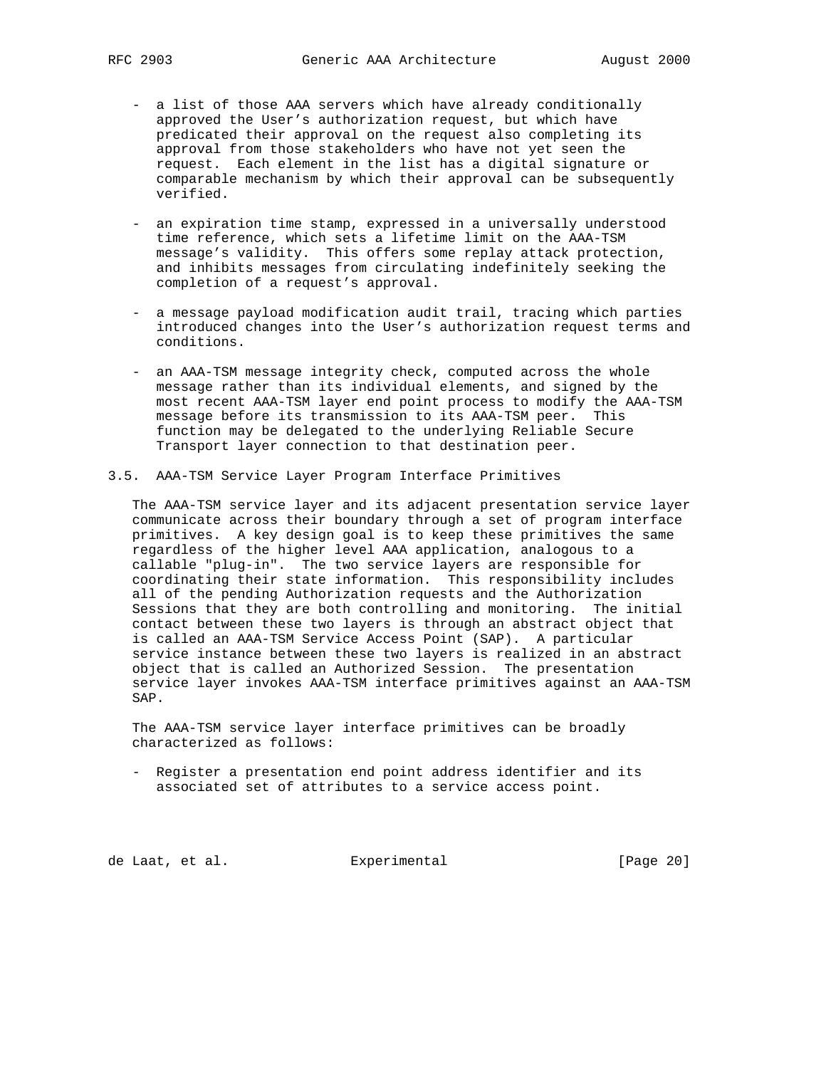- a list of those AAA servers which have already conditionally approved the User's authorization request, but which have predicated their approval on the request also completing its approval from those stakeholders who have not yet seen the request. Each element in the list has a digital signature or comparable mechanism by which their approval can be subsequently verified.

- an expiration time stamp, expressed in a universally understood time reference, which sets a lifetime limit on the AAA-TSM message's validity. This offers some replay attack protection, and inhibits messages from circulating indefinitely seeking the completion of a request's approval.

- a message payload modification audit trail, tracing which parties introduced changes into the User's authorization request terms and conditions.

- an AAA-TSM message integrity check, computed across the whole message rather than its individual elements, and signed by the most recent AAA-TSM layer end point process to modify the AAA-TSM message before its transmission to its AAA-TSM peer. This function may be delegated to the underlying Reliable Secure Transport layer connection to that destination peer.

### 3.5. AAA-TSM Service Layer Program Interface Primitives

The AAA-TSM service layer and its adjacent presentation service layer communicate across their boundary through a set of program interface primitives. A key design goal is to keep these primitives the same regardless of the higher level AAA application, analogous to a callable "plug-in". The two service layers are responsible for coordinating their state information. This responsibility includes all of the pending Authorization requests and the Authorization Sessions that they are both controlling and monitoring. The initial contact between these two layers is through an abstract object that is called an AAA-TSM Service Access Point (SAP). A particular service instance between these two layers is realized in an abstract object that is called an Authorized Session. The presentation service layer invokes AAA-TSM interface primitives against an AAA-TSM SAP.

The AAA-TSM service layer interface primitives can be broadly characterized as follows:

- Register a presentation end point address identifier and its associated set of attributes to a service access point.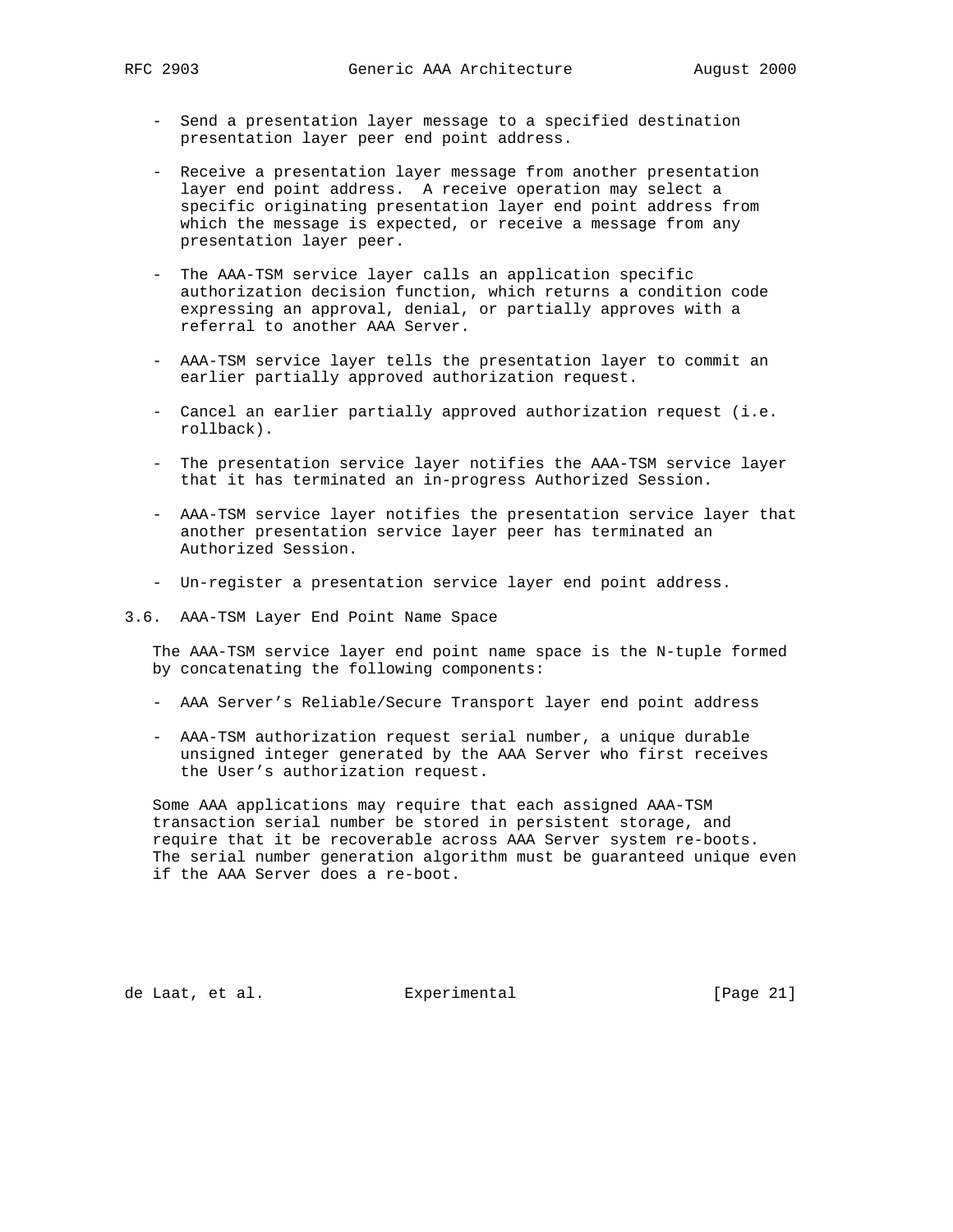- Send a presentation layer message to a specified destination presentation layer peer end point address.

- Receive a presentation layer message from another presentation layer end point address. A receive operation may select a specific originating presentation layer end point address from which the message is expected, or receive a message from any presentation layer peer.

- The AAA-TSM service layer calls an application specific authorization decision function, which returns a condition code expressing an approval, denial, or partially approves with a referral to another AAA Server.

- AAA-TSM service layer tells the presentation layer to commit an earlier partially approved authorization request.

- Cancel an earlier partially approved authorization request (i.e. rollback).

- The presentation service layer notifies the AAA-TSM service layer that it has terminated an in-progress Authorized Session.

- AAA-TSM service layer notifies the presentation service layer that another presentation service layer peer has terminated an Authorized Session.

- Un-register a presentation service layer end point address.

## 3.6. AAA-TSM Layer End Point Name Space

The AAA-TSM service layer end point name space is the N-tuple formed by concatenating the following components:

- AAA Server’s Reliable/Secure Transport layer end point address

- AAA-TSM authorization request serial number, a unique durable unsigned integer generated by the AAA Server who first receives the User’s authorization request.

Some AAA applications may require that each assigned AAA-TSM transaction serial number be stored in persistent storage, and require that it be recoverable across AAA Server system re-boots. The serial number generation algorithm must be guaranteed unique even if the AAA Server does a re-boot.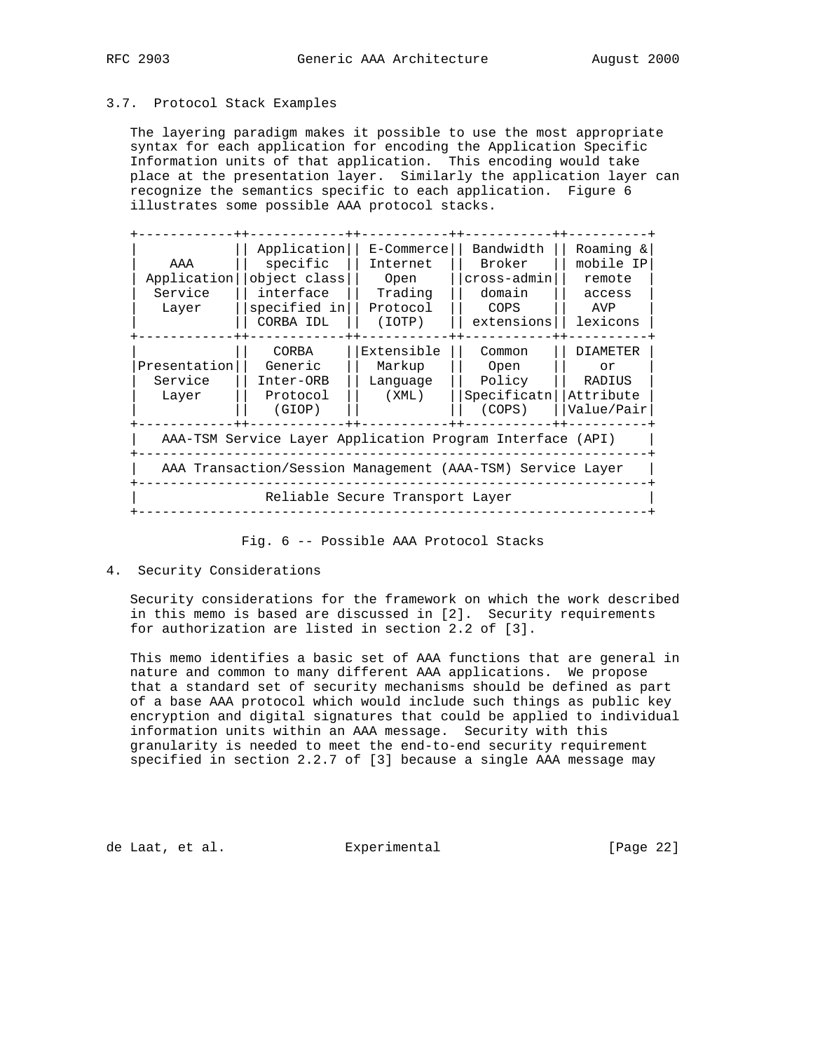### 3.7. Protocol Stack Examples

The layering paradigm makes it possible to use the most appropriate syntax for each application for encoding the Application Specific Information units of that application. This encoding would take place at the presentation layer. Similarly the application layer can recognize the semantics specific to each application. Figure 6 illustrates some possible AAA protocol stacks.

```
+------------++------------++-----------++-----------++----------+
|            || Application|| E-Commerce|| Bandwidth || Roaming &|
|    AAA     ||  specific  || Internet  ||  Broker   || mobile IP|
| Application||object class||   Open    ||cross-admin||  remote  |
|   Service  ||  interface ||  Trading  ||  domain   ||  access  |
|   Layer    ||specified in|| Protocol  ||   COPS    ||   AVP    |
|            || CORBA IDL  ||  (IOTP)   || extensions|| lexicons |
+------------++------------++-----------++-----------++----------+
|            ||   CORBA    ||Extensible ||  Common   || DIAMETER |
|Presentation||  Generic   ||  Markup   ||   Open    ||    or    |
|  Service   || Inter-ORB  || Language  ||  Policy   ||  RADIUS  |
|   Layer    ||  Protocol  ||   (XML)   ||Specificatn||Attribute |
|            ||   (GIOP)   ||           ||  (COPS)   ||Value/Pair|
+------------++------------++-----------++-----------++----------+
|   AAA-TSM Service Layer Application Program Interface (API)    |
+----------------------------------------------------------------+
|   AAA Transaction/Session Management (AAA-TSM) Service Layer   |
+----------------------------------------------------------------+
|                 Reliable Secure Transport Layer                |
+----------------------------------------------------------------+
```

Fig. 6 -- Possible AAA Protocol Stacks

## 4. Security Considerations

Security considerations for the framework on which the work described in this memo is based are discussed in [2]. Security requirements for authorization are listed in section 2.2 of [3].

This memo identifies a basic set of AAA functions that are general in nature and common to many different AAA applications. We propose that a standard set of security mechanisms should be defined as part of a base AAA protocol which would include such things as public key encryption and digital signatures that could be applied to individual information units within an AAA message. Security with this granularity is needed to meet the end-to-end security requirement specified in section 2.2.7 of [3] because a single AAA message may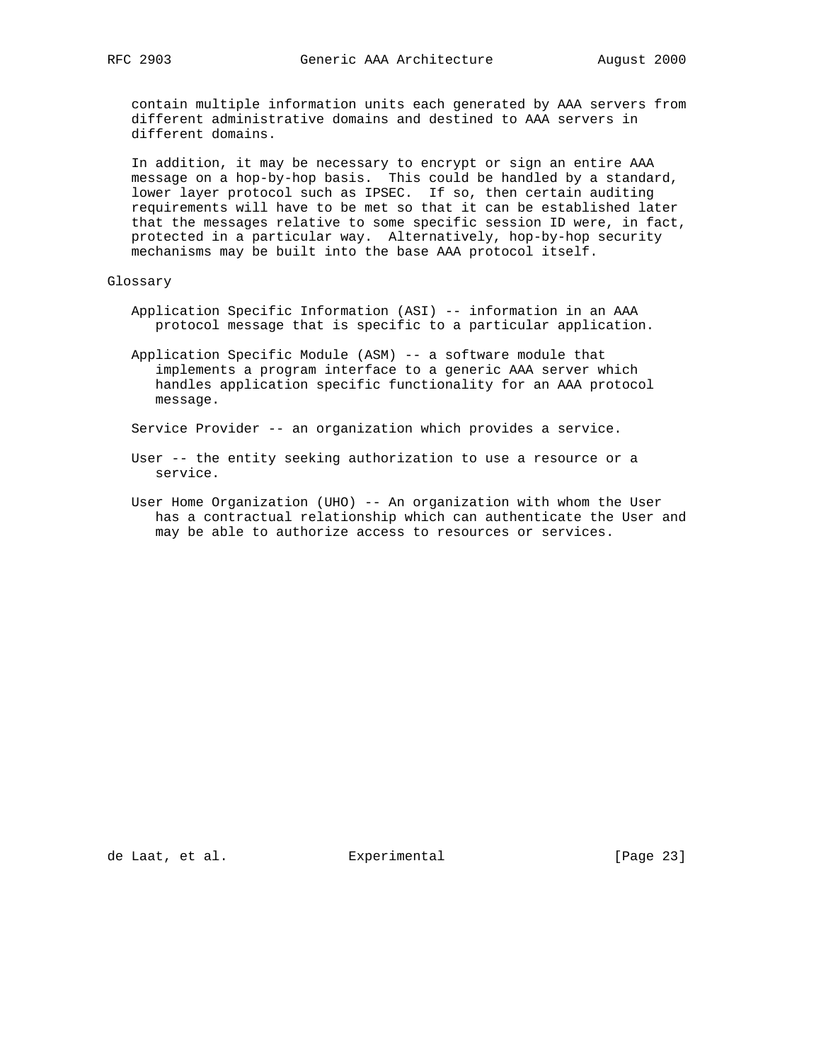contain multiple information units each generated by AAA servers from different administrative domains and destined to AAA servers in different domains.

In addition, it may be necessary to encrypt or sign an entire AAA message on a hop-by-hop basis. This could be handled by a standard, lower layer protocol such as IPSEC. If so, then certain auditing requirements will have to be met so that it can be established later that the messages relative to some specific session ID were, in fact, protected in a particular way. Alternatively, hop-by-hop security mechanisms may be built into the base AAA protocol itself.

## Glossary

Application Specific Information (ASI) -- information in an AAA protocol message that is specific to a particular application.

Application Specific Module (ASM) -- a software module that implements a program interface to a generic AAA server which handles application specific functionality for an AAA protocol message.

Service Provider -- an organization which provides a service.

User -- the entity seeking authorization to use a resource or a service.

User Home Organization (UHO) -- An organization with whom the User has a contractual relationship which can authenticate the User and may be able to authorize access to resources or services.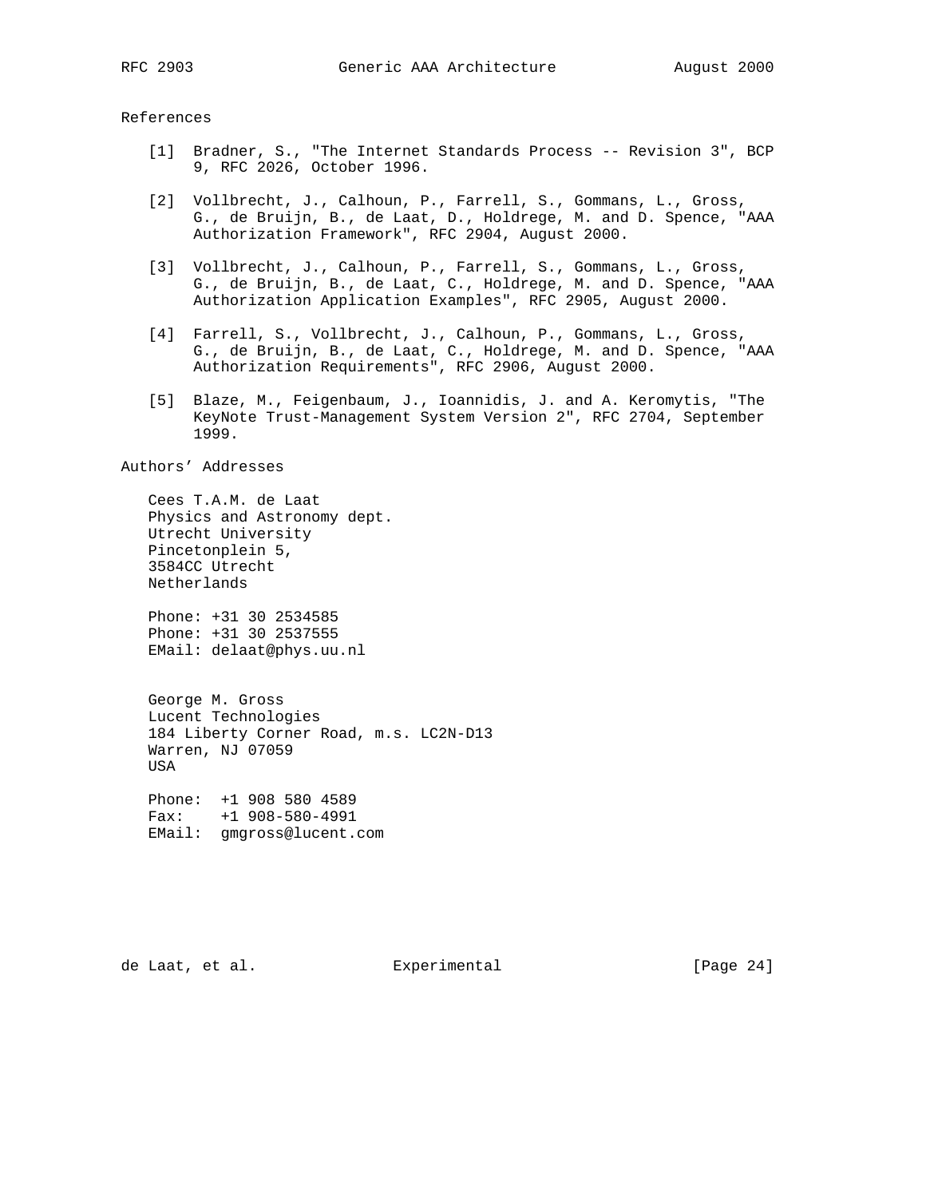## References

[1] Bradner, S., "The Internet Standards Process -- Revision 3", BCP 9, RFC 2026, October 1996.

[2] Vollbrecht, J., Calhoun, P., Farrell, S., Gommans, L., Gross, G., de Bruijn, B., de Laat, D., Holdrege, M. and D. Spence, "AAA Authorization Framework", RFC 2904, August 2000.

[3] Vollbrecht, J., Calhoun, P., Farrell, S., Gommans, L., Gross, G., de Bruijn, B., de Laat, C., Holdrege, M. and D. Spence, "AAA Authorization Application Examples", RFC 2905, August 2000.

[4] Farrell, S., Vollbrecht, J., Calhoun, P., Gommans, L., Gross, G., de Bruijn, B., de Laat, C., Holdrege, M. and D. Spence, "AAA Authorization Requirements", RFC 2906, August 2000.

[5] Blaze, M., Feigenbaum, J., Ioannidis, J. and A. Keromytis, "The KeyNote Trust-Management System Version 2", RFC 2704, September 1999.

## Authors' Addresses

Cees T.A.M. de Laat
Physics and Astronomy dept.
Utrecht University
Pincetonplein 5,
3584CC Utrecht
Netherlands

Phone: +31 30 2534585
Phone: +31 30 2537555
EMail: delaat@phys.uu.nl

George M. Gross
Lucent Technologies
184 Liberty Corner Road, m.s. LC2N-D13
Warren, NJ 07059
USA

Phone: +1 908 580 4589
Fax: +1 908-580-4991
EMail: gmgross@lucent.com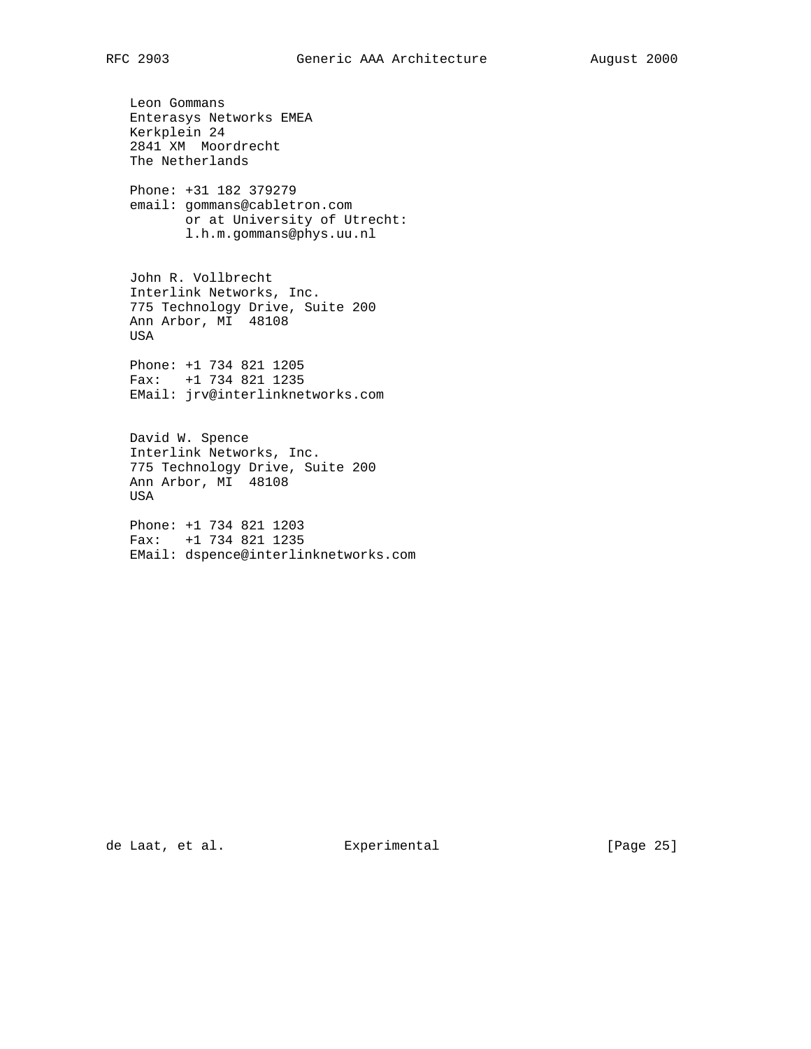Leon Gommans
Enterasys Networks EMEA
Kerkplein 24
2841 XM  Moordrecht
The Netherlands

Phone: +31 182 379279
email: gommans@cabletron.com
       or at University of Utrecht:
       l.h.m.gommans@phys.uu.nl

John R. Vollbrecht
Interlink Networks, Inc.
775 Technology Drive, Suite 200
Ann Arbor, MI  48108
USA

Phone: +1 734 821 1205
Fax:   +1 734 821 1235
EMail: jrv@interlinknetworks.com

David W. Spence
Interlink Networks, Inc.
775 Technology Drive, Suite 200
Ann Arbor, MI  48108
USA

Phone: +1 734 821 1203
Fax:   +1 734 821 1235
EMail: dspence@interlinknetworks.com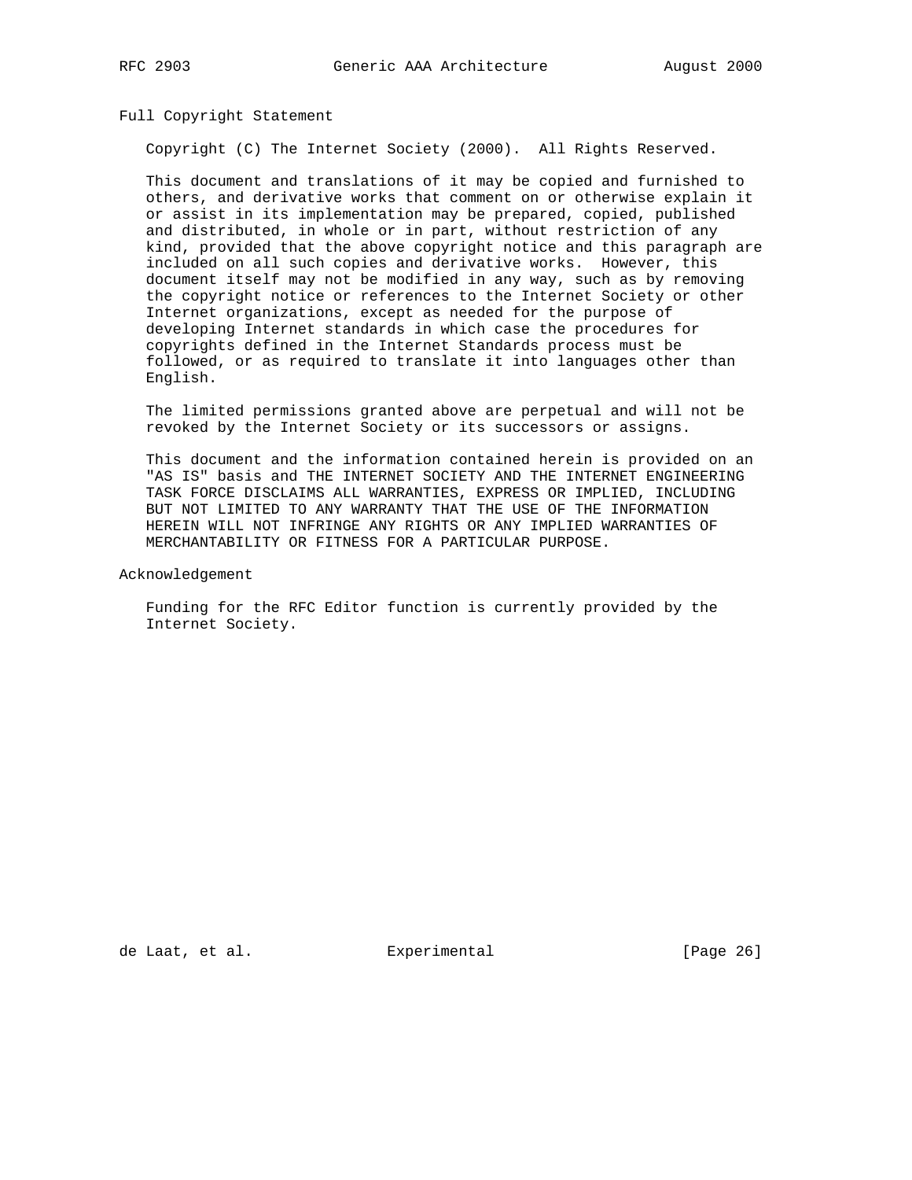## Full Copyright Statement

Copyright (C) The Internet Society (2000). All Rights Reserved.

This document and translations of it may be copied and furnished to others, and derivative works that comment on or otherwise explain it or assist in its implementation may be prepared, copied, published and distributed, in whole or in part, without restriction of any kind, provided that the above copyright notice and this paragraph are included on all such copies and derivative works. However, this document itself may not be modified in any way, such as by removing the copyright notice or references to the Internet Society or other Internet organizations, except as needed for the purpose of developing Internet standards in which case the procedures for copyrights defined in the Internet Standards process must be followed, or as required to translate it into languages other than English.

The limited permissions granted above are perpetual and will not be revoked by the Internet Society or its successors or assigns.

This document and the information contained herein is provided on an "AS IS" basis and THE INTERNET SOCIETY AND THE INTERNET ENGINEERING TASK FORCE DISCLAIMS ALL WARRANTIES, EXPRESS OR IMPLIED, INCLUDING BUT NOT LIMITED TO ANY WARRANTY THAT THE USE OF THE INFORMATION HEREIN WILL NOT INFRINGE ANY RIGHTS OR ANY IMPLIED WARRANTIES OF MERCHANTABILITY OR FITNESS FOR A PARTICULAR PURPOSE.

## Acknowledgement

Funding for the RFC Editor function is currently provided by the Internet Society.